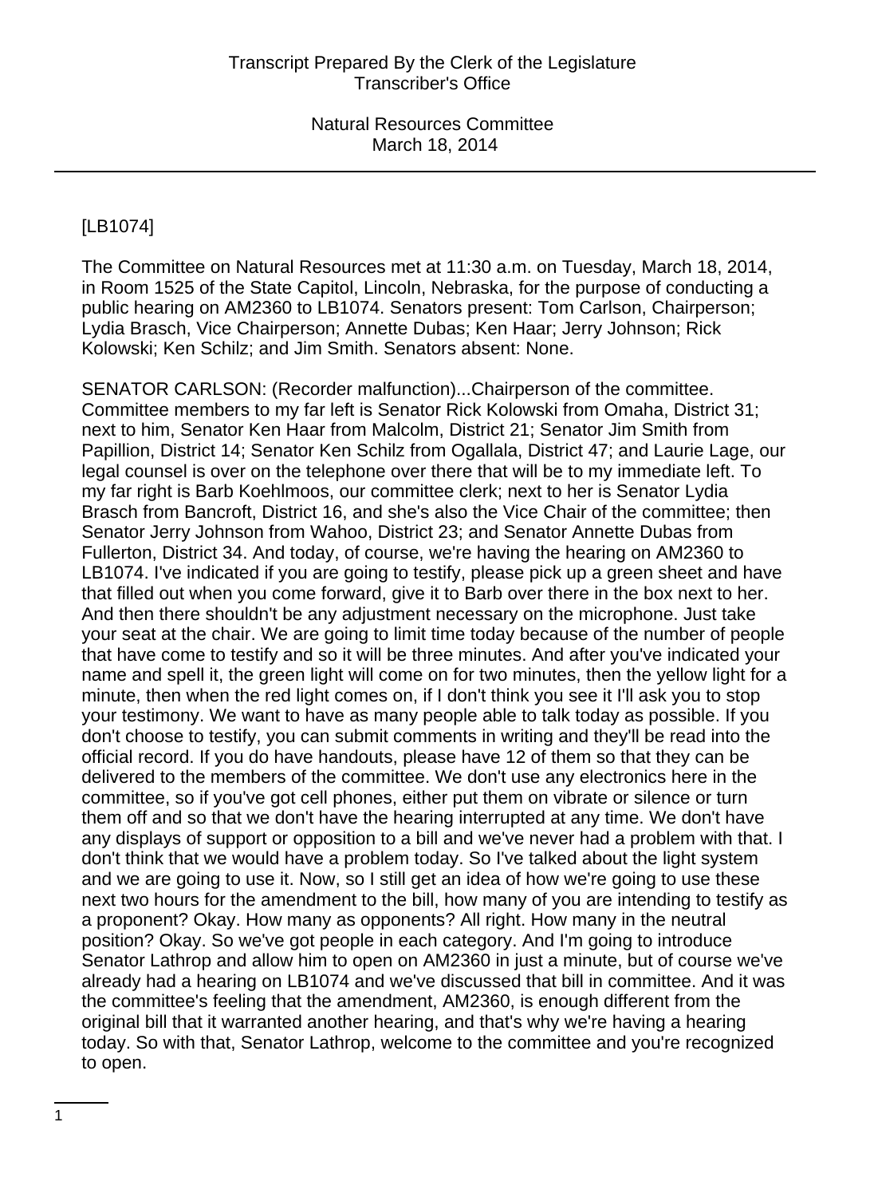[LB1074]

The Committee on Natural Resources met at 11:30 a.m. on Tuesday, March 18, 2014, in Room 1525 of the State Capitol, Lincoln, Nebraska, for the purpose of conducting a public hearing on AM2360 to LB1074. Senators present: Tom Carlson, Chairperson; Lydia Brasch, Vice Chairperson; Annette Dubas; Ken Haar; Jerry Johnson; Rick Kolowski; Ken Schilz; and Jim Smith. Senators absent: None.

SENATOR CARLSON: (Recorder malfunction)...Chairperson of the committee. Committee members to my far left is Senator Rick Kolowski from Omaha, District 31; next to him, Senator Ken Haar from Malcolm, District 21; Senator Jim Smith from Papillion, District 14; Senator Ken Schilz from Ogallala, District 47; and Laurie Lage, our legal counsel is over on the telephone over there that will be to my immediate left. To my far right is Barb Koehlmoos, our committee clerk; next to her is Senator Lydia Brasch from Bancroft, District 16, and she's also the Vice Chair of the committee; then Senator Jerry Johnson from Wahoo, District 23; and Senator Annette Dubas from Fullerton, District 34. And today, of course, we're having the hearing on AM2360 to LB1074. I've indicated if you are going to testify, please pick up a green sheet and have that filled out when you come forward, give it to Barb over there in the box next to her. And then there shouldn't be any adjustment necessary on the microphone. Just take your seat at the chair. We are going to limit time today because of the number of people that have come to testify and so it will be three minutes. And after you've indicated your name and spell it, the green light will come on for two minutes, then the yellow light for a minute, then when the red light comes on, if I don't think you see it I'll ask you to stop your testimony. We want to have as many people able to talk today as possible. If you don't choose to testify, you can submit comments in writing and they'll be read into the official record. If you do have handouts, please have 12 of them so that they can be delivered to the members of the committee. We don't use any electronics here in the committee, so if you've got cell phones, either put them on vibrate or silence or turn them off and so that we don't have the hearing interrupted at any time. We don't have any displays of support or opposition to a bill and we've never had a problem with that. I don't think that we would have a problem today. So I've talked about the light system and we are going to use it. Now, so I still get an idea of how we're going to use these next two hours for the amendment to the bill, how many of you are intending to testify as a proponent? Okay. How many as opponents? All right. How many in the neutral position? Okay. So we've got people in each category. And I'm going to introduce Senator Lathrop and allow him to open on AM2360 in just a minute, but of course we've already had a hearing on LB1074 and we've discussed that bill in committee. And it was the committee's feeling that the amendment, AM2360, is enough different from the original bill that it warranted another hearing, and that's why we're having a hearing today. So with that, Senator Lathrop, welcome to the committee and you're recognized to open.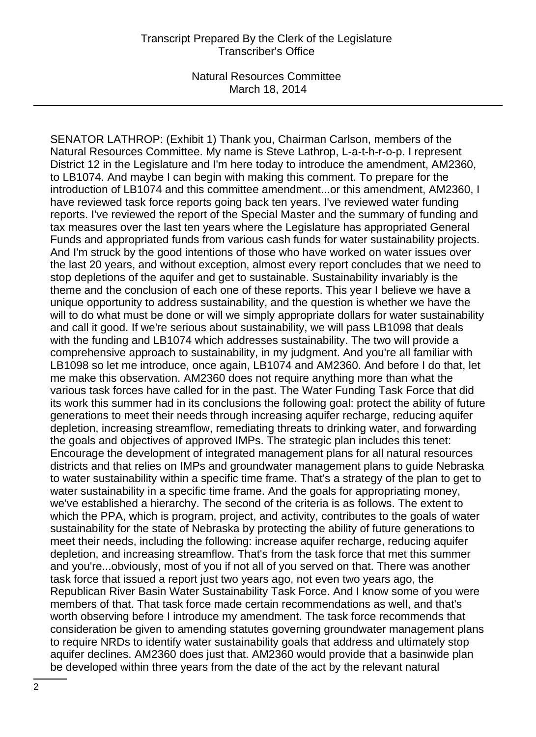SENATOR LATHROP: (Exhibit 1) Thank you, Chairman Carlson, members of the Natural Resources Committee. My name is Steve Lathrop, L-a-t-h-r-o-p. I represent District 12 in the Legislature and I'm here today to introduce the amendment, AM2360, to LB1074. And maybe I can begin with making this comment. To prepare for the introduction of LB1074 and this committee amendment...or this amendment, AM2360, I have reviewed task force reports going back ten years. I've reviewed water funding reports. I've reviewed the report of the Special Master and the summary of funding and tax measures over the last ten years where the Legislature has appropriated General Funds and appropriated funds from various cash funds for water sustainability projects. And I'm struck by the good intentions of those who have worked on water issues over the last 20 years, and without exception, almost every report concludes that we need to stop depletions of the aquifer and get to sustainable. Sustainability invariably is the theme and the conclusion of each one of these reports. This year I believe we have a unique opportunity to address sustainability, and the question is whether we have the will to do what must be done or will we simply appropriate dollars for water sustainability and call it good. If we're serious about sustainability, we will pass LB1098 that deals with the funding and LB1074 which addresses sustainability. The two will provide a comprehensive approach to sustainability, in my judgment. And you're all familiar with LB1098 so let me introduce, once again, LB1074 and AM2360. And before I do that, let me make this observation. AM2360 does not require anything more than what the various task forces have called for in the past. The Water Funding Task Force that did its work this summer had in its conclusions the following goal: protect the ability of future generations to meet their needs through increasing aquifer recharge, reducing aquifer depletion, increasing streamflow, remediating threats to drinking water, and forwarding the goals and objectives of approved IMPs. The strategic plan includes this tenet: Encourage the development of integrated management plans for all natural resources districts and that relies on IMPs and groundwater management plans to guide Nebraska to water sustainability within a specific time frame. That's a strategy of the plan to get to water sustainability in a specific time frame. And the goals for appropriating money, we've established a hierarchy. The second of the criteria is as follows. The extent to which the PPA, which is program, project, and activity, contributes to the goals of water sustainability for the state of Nebraska by protecting the ability of future generations to meet their needs, including the following: increase aquifer recharge, reducing aquifer depletion, and increasing streamflow. That's from the task force that met this summer and you're...obviously, most of you if not all of you served on that. There was another task force that issued a report just two years ago, not even two years ago, the Republican River Basin Water Sustainability Task Force. And I know some of you were members of that. That task force made certain recommendations as well, and that's worth observing before I introduce my amendment. The task force recommends that consideration be given to amending statutes governing groundwater management plans to require NRDs to identify water sustainability goals that address and ultimately stop aquifer declines. AM2360 does just that. AM2360 would provide that a basinwide plan be developed within three years from the date of the act by the relevant natural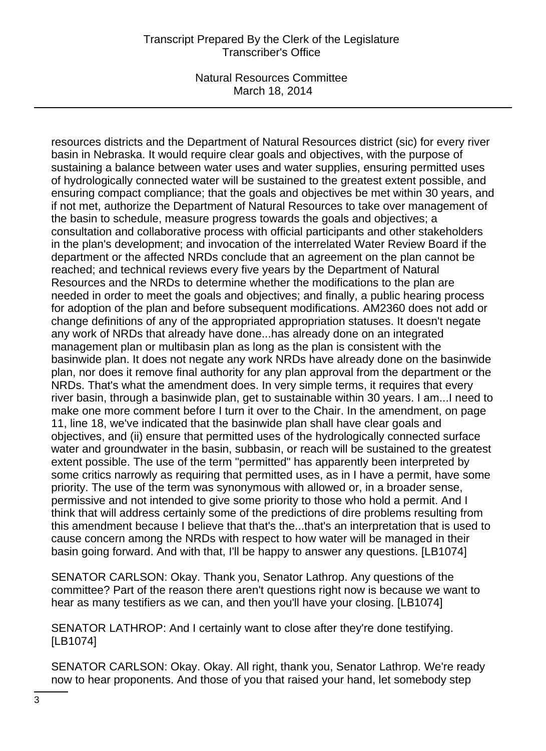resources districts and the Department of Natural Resources district (sic) for every river basin in Nebraska. It would require clear goals and objectives, with the purpose of sustaining a balance between water uses and water supplies, ensuring permitted uses of hydrologically connected water will be sustained to the greatest extent possible, and ensuring compact compliance; that the goals and objectives be met within 30 years, and if not met, authorize the Department of Natural Resources to take over management of the basin to schedule, measure progress towards the goals and objectives; a consultation and collaborative process with official participants and other stakeholders in the plan's development; and invocation of the interrelated Water Review Board if the department or the affected NRDs conclude that an agreement on the plan cannot be reached; and technical reviews every five years by the Department of Natural Resources and the NRDs to determine whether the modifications to the plan are needed in order to meet the goals and objectives; and finally, a public hearing process for adoption of the plan and before subsequent modifications. AM2360 does not add or change definitions of any of the appropriated appropriation statuses. It doesn't negate any work of NRDs that already have done...has already done on an integrated management plan or multibasin plan as long as the plan is consistent with the basinwide plan. It does not negate any work NRDs have already done on the basinwide plan, nor does it remove final authority for any plan approval from the department or the NRDs. That's what the amendment does. In very simple terms, it requires that every river basin, through a basinwide plan, get to sustainable within 30 years. I am...I need to make one more comment before I turn it over to the Chair. In the amendment, on page 11, line 18, we've indicated that the basinwide plan shall have clear goals and objectives, and (ii) ensure that permitted uses of the hydrologically connected surface water and groundwater in the basin, subbasin, or reach will be sustained to the greatest extent possible. The use of the term "permitted" has apparently been interpreted by some critics narrowly as requiring that permitted uses, as in I have a permit, have some priority. The use of the term was synonymous with allowed or, in a broader sense, permissive and not intended to give some priority to those who hold a permit. And I think that will address certainly some of the predictions of dire problems resulting from this amendment because I believe that that's the...that's an interpretation that is used to cause concern among the NRDs with respect to how water will be managed in their basin going forward. And with that, I'll be happy to answer any questions. [LB1074]

SENATOR CARLSON: Okay. Thank you, Senator Lathrop. Any questions of the committee? Part of the reason there aren't questions right now is because we want to hear as many testifiers as we can, and then you'll have your closing. [LB1074]

SENATOR LATHROP: And I certainly want to close after they're done testifying. [LB1074]

SENATOR CARLSON: Okay. Okay. All right, thank you, Senator Lathrop. We're ready now to hear proponents. And those of you that raised your hand, let somebody step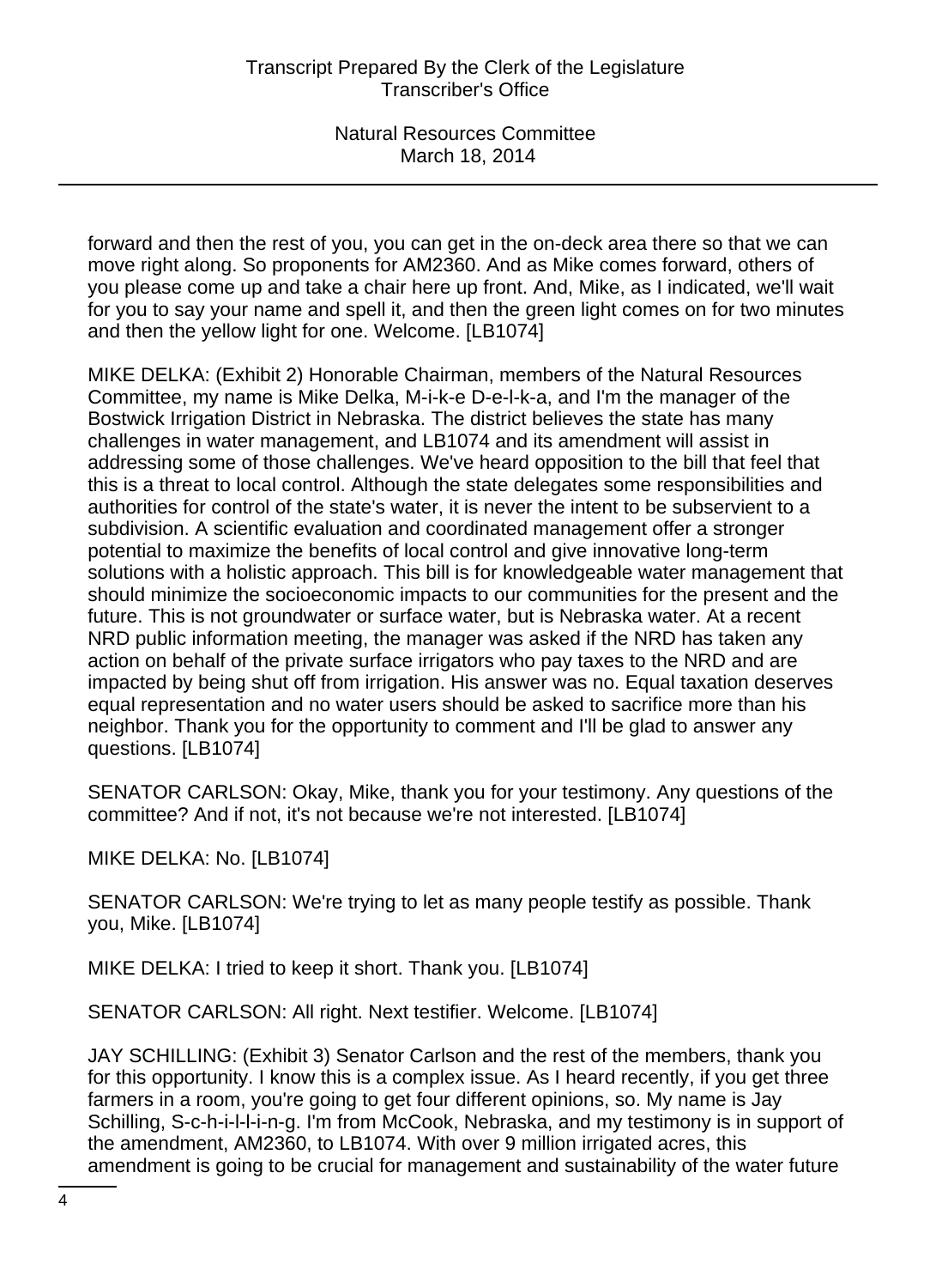forward and then the rest of you, you can get in the on-deck area there so that we can move right along. So proponents for AM2360. And as Mike comes forward, others of you please come up and take a chair here up front. And, Mike, as I indicated, we'll wait for you to say your name and spell it, and then the green light comes on for two minutes and then the yellow light for one. Welcome. [LB1074]

MIKE DELKA: (Exhibit 2) Honorable Chairman, members of the Natural Resources Committee, my name is Mike Delka, M-i-k-e D-e-l-k-a, and I'm the manager of the Bostwick Irrigation District in Nebraska. The district believes the state has many challenges in water management, and LB1074 and its amendment will assist in addressing some of those challenges. We've heard opposition to the bill that feel that this is a threat to local control. Although the state delegates some responsibilities and authorities for control of the state's water, it is never the intent to be subservient to a subdivision. A scientific evaluation and coordinated management offer a stronger potential to maximize the benefits of local control and give innovative long-term solutions with a holistic approach. This bill is for knowledgeable water management that should minimize the socioeconomic impacts to our communities for the present and the future. This is not groundwater or surface water, but is Nebraska water. At a recent NRD public information meeting, the manager was asked if the NRD has taken any action on behalf of the private surface irrigators who pay taxes to the NRD and are impacted by being shut off from irrigation. His answer was no. Equal taxation deserves equal representation and no water users should be asked to sacrifice more than his neighbor. Thank you for the opportunity to comment and I'll be glad to answer any questions. [LB1074]

SENATOR CARLSON: Okay, Mike, thank you for your testimony. Any questions of the committee? And if not, it's not because we're not interested. [LB1074]

MIKE DELKA: No. [LB1074]

SENATOR CARLSON: We're trying to let as many people testify as possible. Thank you, Mike. [LB1074]

MIKE DELKA: I tried to keep it short. Thank you. [LB1074]

SENATOR CARLSON: All right. Next testifier. Welcome. [LB1074]

JAY SCHILLING: (Exhibit 3) Senator Carlson and the rest of the members, thank you for this opportunity. I know this is a complex issue. As I heard recently, if you get three farmers in a room, you're going to get four different opinions, so. My name is Jay Schilling, S-c-h-i-l-l-i-n-g. I'm from McCook, Nebraska, and my testimony is in support of the amendment, AM2360, to LB1074. With over 9 million irrigated acres, this amendment is going to be crucial for management and sustainability of the water future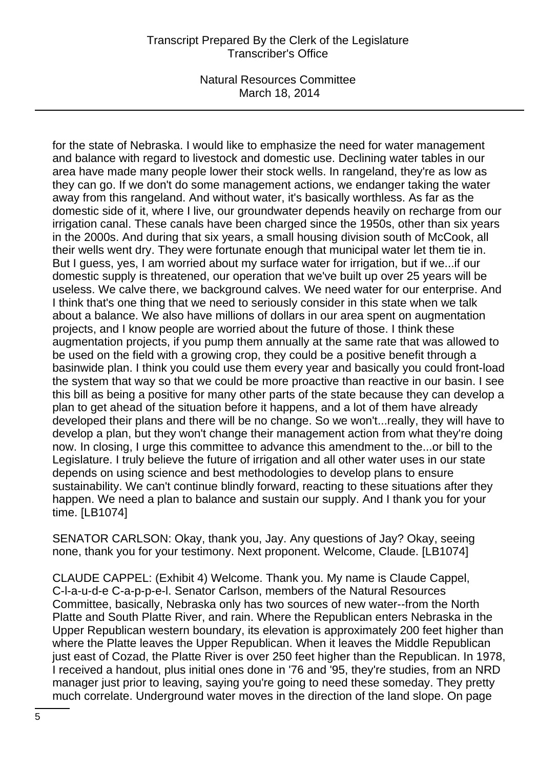for the state of Nebraska. I would like to emphasize the need for water management and balance with regard to livestock and domestic use. Declining water tables in our area have made many people lower their stock wells. In rangeland, they're as low as they can go. If we don't do some management actions, we endanger taking the water away from this rangeland. And without water, it's basically worthless. As far as the domestic side of it, where I live, our groundwater depends heavily on recharge from our irrigation canal. These canals have been charged since the 1950s, other than six years in the 2000s. And during that six years, a small housing division south of McCook, all their wells went dry. They were fortunate enough that municipal water let them tie in. But I guess, yes, I am worried about my surface water for irrigation, but if we...if our domestic supply is threatened, our operation that we've built up over 25 years will be useless. We calve there, we background calves. We need water for our enterprise. And I think that's one thing that we need to seriously consider in this state when we talk about a balance. We also have millions of dollars in our area spent on augmentation projects, and I know people are worried about the future of those. I think these augmentation projects, if you pump them annually at the same rate that was allowed to be used on the field with a growing crop, they could be a positive benefit through a basinwide plan. I think you could use them every year and basically you could front-load the system that way so that we could be more proactive than reactive in our basin. I see this bill as being a positive for many other parts of the state because they can develop a plan to get ahead of the situation before it happens, and a lot of them have already developed their plans and there will be no change. So we won't...really, they will have to develop a plan, but they won't change their management action from what they're doing now. In closing, I urge this committee to advance this amendment to the...or bill to the Legislature. I truly believe the future of irrigation and all other water uses in our state depends on using science and best methodologies to develop plans to ensure sustainability. We can't continue blindly forward, reacting to these situations after they happen. We need a plan to balance and sustain our supply. And I thank you for your time. [LB1074]

SENATOR CARLSON: Okay, thank you, Jay. Any questions of Jay? Okay, seeing none, thank you for your testimony. Next proponent. Welcome, Claude. [LB1074]

CLAUDE CAPPEL: (Exhibit 4) Welcome. Thank you. My name is Claude Cappel, C-l-a-u-d-e C-a-p-p-e-l. Senator Carlson, members of the Natural Resources Committee, basically, Nebraska only has two sources of new water--from the North Platte and South Platte River, and rain. Where the Republican enters Nebraska in the Upper Republican western boundary, its elevation is approximately 200 feet higher than where the Platte leaves the Upper Republican. When it leaves the Middle Republican just east of Cozad, the Platte River is over 250 feet higher than the Republican. In 1978, I received a handout, plus initial ones done in '76 and '95, they're studies, from an NRD manager just prior to leaving, saying you're going to need these someday. They pretty much correlate. Underground water moves in the direction of the land slope. On page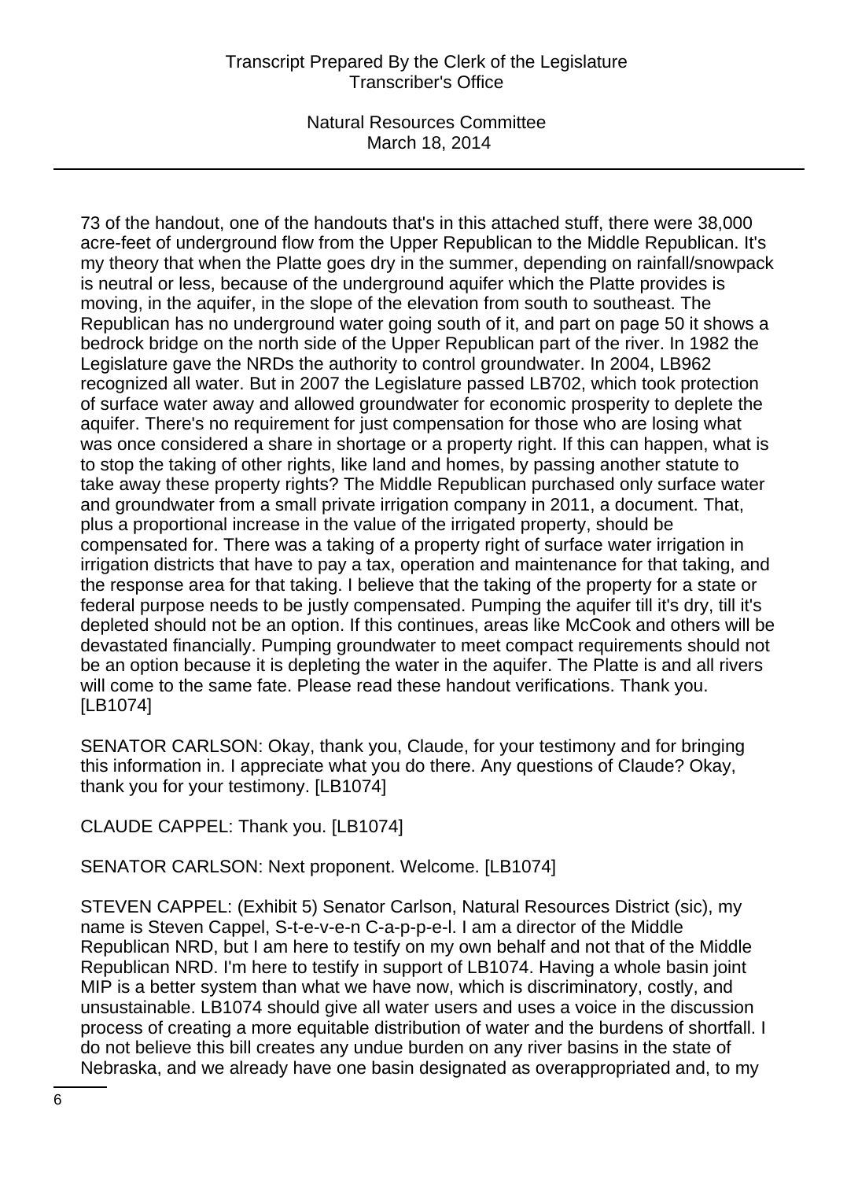73 of the handout, one of the handouts that's in this attached stuff, there were 38,000 acre-feet of underground flow from the Upper Republican to the Middle Republican. It's my theory that when the Platte goes dry in the summer, depending on rainfall/snowpack is neutral or less, because of the underground aquifer which the Platte provides is moving, in the aquifer, in the slope of the elevation from south to southeast. The Republican has no underground water going south of it, and part on page 50 it shows a bedrock bridge on the north side of the Upper Republican part of the river. In 1982 the Legislature gave the NRDs the authority to control groundwater. In 2004, LB962 recognized all water. But in 2007 the Legislature passed LB702, which took protection of surface water away and allowed groundwater for economic prosperity to deplete the aquifer. There's no requirement for just compensation for those who are losing what was once considered a share in shortage or a property right. If this can happen, what is to stop the taking of other rights, like land and homes, by passing another statute to take away these property rights? The Middle Republican purchased only surface water and groundwater from a small private irrigation company in 2011, a document. That, plus a proportional increase in the value of the irrigated property, should be compensated for. There was a taking of a property right of surface water irrigation in irrigation districts that have to pay a tax, operation and maintenance for that taking, and the response area for that taking. I believe that the taking of the property for a state or federal purpose needs to be justly compensated. Pumping the aquifer till it's dry, till it's depleted should not be an option. If this continues, areas like McCook and others will be devastated financially. Pumping groundwater to meet compact requirements should not be an option because it is depleting the water in the aquifer. The Platte is and all rivers will come to the same fate. Please read these handout verifications. Thank you. [LB1074]

SENATOR CARLSON: Okay, thank you, Claude, for your testimony and for bringing this information in. I appreciate what you do there. Any questions of Claude? Okay, thank you for your testimony. [LB1074]

CLAUDE CAPPEL: Thank you. [LB1074]

SENATOR CARLSON: Next proponent. Welcome. [LB1074]

STEVEN CAPPEL: (Exhibit 5) Senator Carlson, Natural Resources District (sic), my name is Steven Cappel, S-t-e-v-e-n C-a-p-p-e-l. I am a director of the Middle Republican NRD, but I am here to testify on my own behalf and not that of the Middle Republican NRD. I'm here to testify in support of LB1074. Having a whole basin joint MIP is a better system than what we have now, which is discriminatory, costly, and unsustainable. LB1074 should give all water users and uses a voice in the discussion process of creating a more equitable distribution of water and the burdens of shortfall. I do not believe this bill creates any undue burden on any river basins in the state of Nebraska, and we already have one basin designated as overappropriated and, to my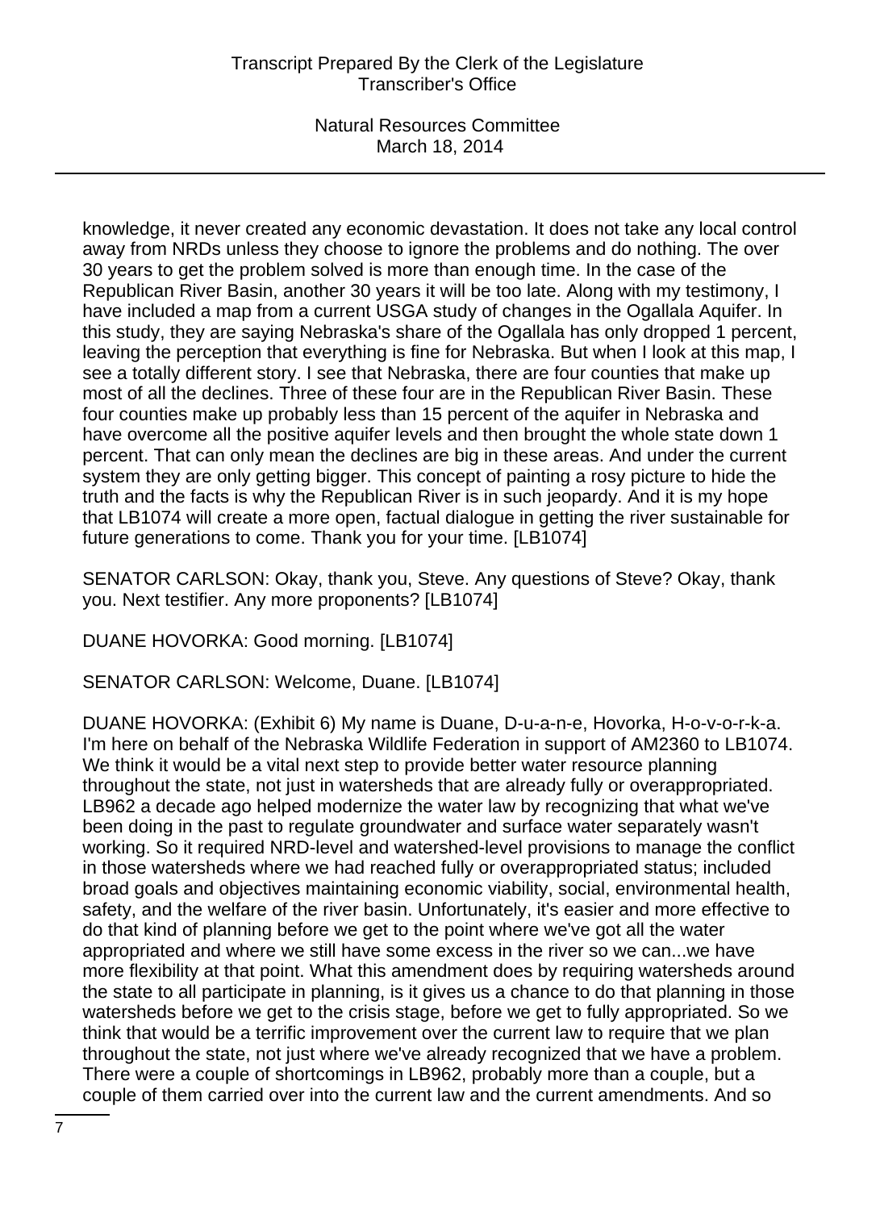knowledge, it never created any economic devastation. It does not take any local control away from NRDs unless they choose to ignore the problems and do nothing. The over 30 years to get the problem solved is more than enough time. In the case of the Republican River Basin, another 30 years it will be too late. Along with my testimony, I have included a map from a current USGA study of changes in the Ogallala Aquifer. In this study, they are saying Nebraska's share of the Ogallala has only dropped 1 percent, leaving the perception that everything is fine for Nebraska. But when I look at this map, I see a totally different story. I see that Nebraska, there are four counties that make up most of all the declines. Three of these four are in the Republican River Basin. These four counties make up probably less than 15 percent of the aquifer in Nebraska and have overcome all the positive aquifer levels and then brought the whole state down 1 percent. That can only mean the declines are big in these areas. And under the current system they are only getting bigger. This concept of painting a rosy picture to hide the truth and the facts is why the Republican River is in such jeopardy. And it is my hope that LB1074 will create a more open, factual dialogue in getting the river sustainable for future generations to come. Thank you for your time. [LB1074]

SENATOR CARLSON: Okay, thank you, Steve. Any questions of Steve? Okay, thank you. Next testifier. Any more proponents? [LB1074]

DUANE HOVORKA: Good morning. [LB1074]

SENATOR CARLSON: Welcome, Duane. [LB1074]

DUANE HOVORKA: (Exhibit 6) My name is Duane, D-u-a-n-e, Hovorka, H-o-v-o-r-k-a. I'm here on behalf of the Nebraska Wildlife Federation in support of AM2360 to LB1074. We think it would be a vital next step to provide better water resource planning throughout the state, not just in watersheds that are already fully or overappropriated. LB962 a decade ago helped modernize the water law by recognizing that what we've been doing in the past to regulate groundwater and surface water separately wasn't working. So it required NRD-level and watershed-level provisions to manage the conflict in those watersheds where we had reached fully or overappropriated status; included broad goals and objectives maintaining economic viability, social, environmental health, safety, and the welfare of the river basin. Unfortunately, it's easier and more effective to do that kind of planning before we get to the point where we've got all the water appropriated and where we still have some excess in the river so we can...we have more flexibility at that point. What this amendment does by requiring watersheds around the state to all participate in planning, is it gives us a chance to do that planning in those watersheds before we get to the crisis stage, before we get to fully appropriated. So we think that would be a terrific improvement over the current law to require that we plan throughout the state, not just where we've already recognized that we have a problem. There were a couple of shortcomings in LB962, probably more than a couple, but a couple of them carried over into the current law and the current amendments. And so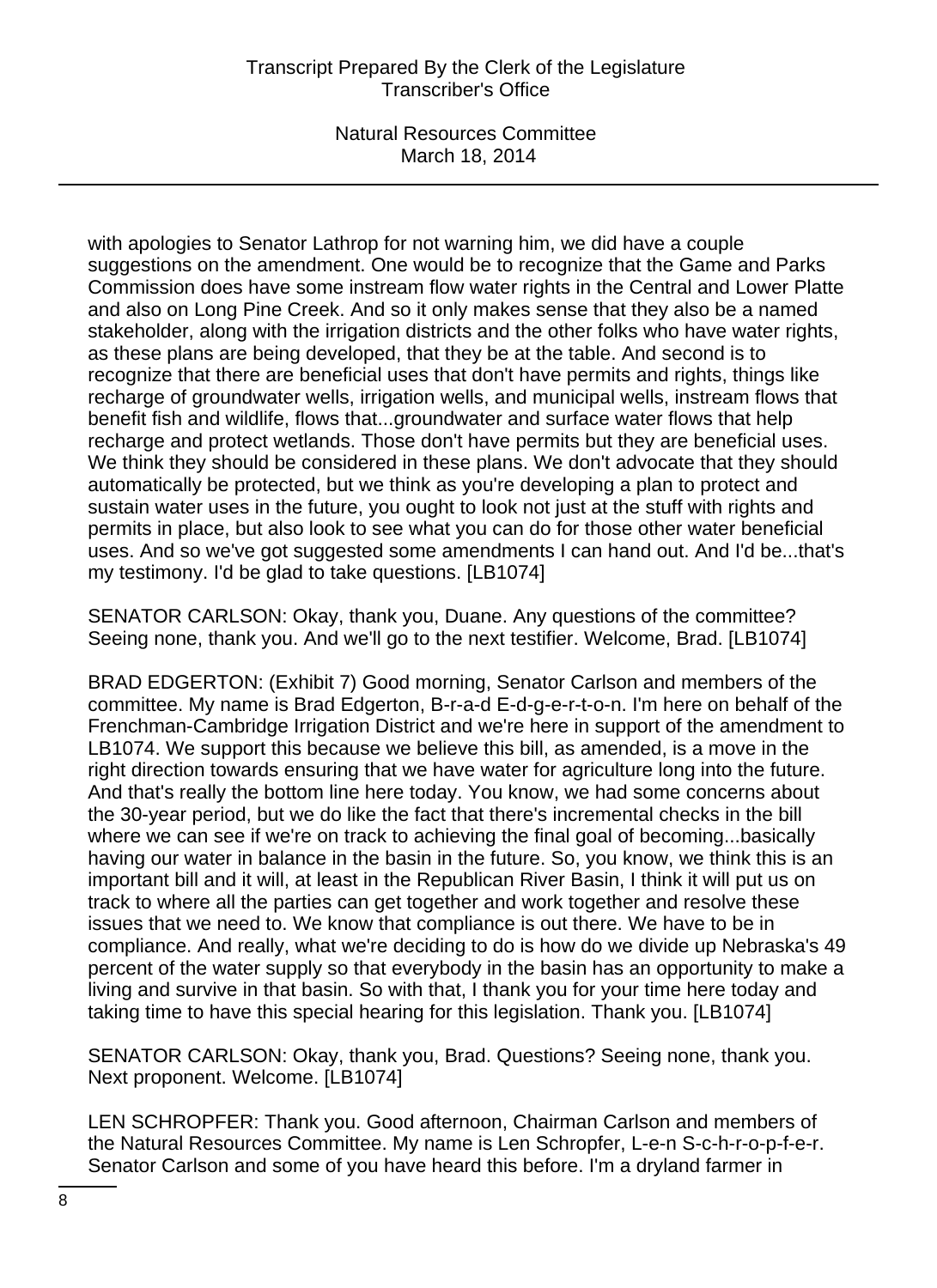with apologies to Senator Lathrop for not warning him, we did have a couple suggestions on the amendment. One would be to recognize that the Game and Parks Commission does have some instream flow water rights in the Central and Lower Platte and also on Long Pine Creek. And so it only makes sense that they also be a named stakeholder, along with the irrigation districts and the other folks who have water rights, as these plans are being developed, that they be at the table. And second is to recognize that there are beneficial uses that don't have permits and rights, things like recharge of groundwater wells, irrigation wells, and municipal wells, instream flows that benefit fish and wildlife, flows that...groundwater and surface water flows that help recharge and protect wetlands. Those don't have permits but they are beneficial uses. We think they should be considered in these plans. We don't advocate that they should automatically be protected, but we think as you're developing a plan to protect and sustain water uses in the future, you ought to look not just at the stuff with rights and permits in place, but also look to see what you can do for those other water beneficial uses. And so we've got suggested some amendments I can hand out. And I'd be...that's my testimony. I'd be glad to take questions. [LB1074]

SENATOR CARLSON: Okay, thank you, Duane. Any questions of the committee? Seeing none, thank you. And we'll go to the next testifier. Welcome, Brad. [LB1074]

BRAD EDGERTON: (Exhibit 7) Good morning, Senator Carlson and members of the committee. My name is Brad Edgerton, B-r-a-d E-d-g-e-r-t-o-n. I'm here on behalf of the Frenchman-Cambridge Irrigation District and we're here in support of the amendment to LB1074. We support this because we believe this bill, as amended, is a move in the right direction towards ensuring that we have water for agriculture long into the future. And that's really the bottom line here today. You know, we had some concerns about the 30-year period, but we do like the fact that there's incremental checks in the bill where we can see if we're on track to achieving the final goal of becoming...basically having our water in balance in the basin in the future. So, you know, we think this is an important bill and it will, at least in the Republican River Basin, I think it will put us on track to where all the parties can get together and work together and resolve these issues that we need to. We know that compliance is out there. We have to be in compliance. And really, what we're deciding to do is how do we divide up Nebraska's 49 percent of the water supply so that everybody in the basin has an opportunity to make a living and survive in that basin. So with that, I thank you for your time here today and taking time to have this special hearing for this legislation. Thank you. [LB1074]

SENATOR CARLSON: Okay, thank you, Brad. Questions? Seeing none, thank you. Next proponent. Welcome. [LB1074]

LEN SCHROPFER: Thank you. Good afternoon, Chairman Carlson and members of the Natural Resources Committee. My name is Len Schropfer, L-e-n S-c-h-r-o-p-f-e-r. Senator Carlson and some of you have heard this before. I'm a dryland farmer in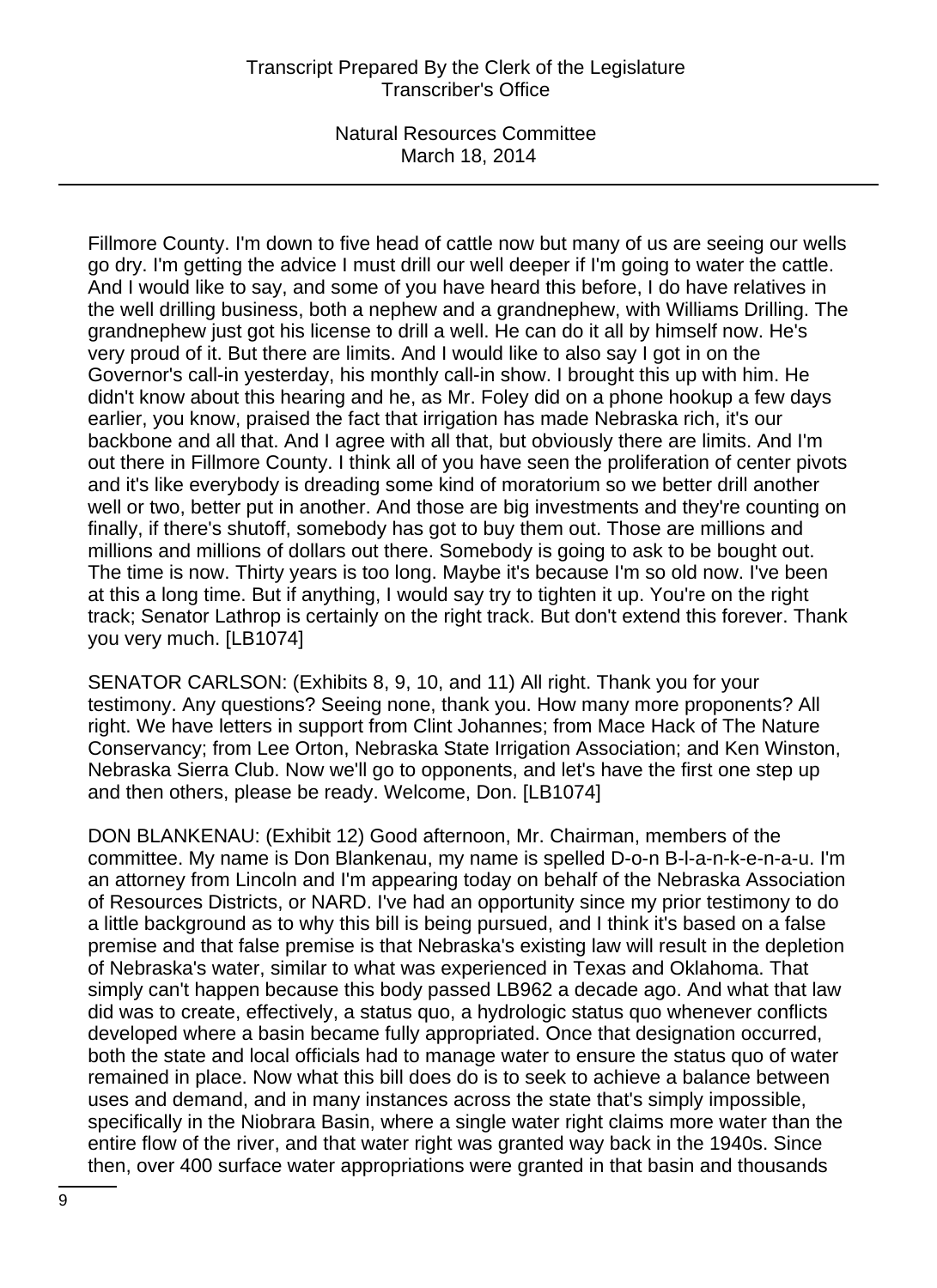Fillmore County. I'm down to five head of cattle now but many of us are seeing our wells go dry. I'm getting the advice I must drill our well deeper if I'm going to water the cattle. And I would like to say, and some of you have heard this before, I do have relatives in the well drilling business, both a nephew and a grandnephew, with Williams Drilling. The grandnephew just got his license to drill a well. He can do it all by himself now. He's very proud of it. But there are limits. And I would like to also say I got in on the Governor's call-in yesterday, his monthly call-in show. I brought this up with him. He didn't know about this hearing and he, as Mr. Foley did on a phone hookup a few days earlier, you know, praised the fact that irrigation has made Nebraska rich, it's our backbone and all that. And I agree with all that, but obviously there are limits. And I'm out there in Fillmore County. I think all of you have seen the proliferation of center pivots and it's like everybody is dreading some kind of moratorium so we better drill another well or two, better put in another. And those are big investments and they're counting on finally, if there's shutoff, somebody has got to buy them out. Those are millions and millions and millions of dollars out there. Somebody is going to ask to be bought out. The time is now. Thirty years is too long. Maybe it's because I'm so old now. I've been at this a long time. But if anything, I would say try to tighten it up. You're on the right track; Senator Lathrop is certainly on the right track. But don't extend this forever. Thank you very much. [LB1074]

SENATOR CARLSON: (Exhibits 8, 9, 10, and 11) All right. Thank you for your testimony. Any questions? Seeing none, thank you. How many more proponents? All right. We have letters in support from Clint Johannes; from Mace Hack of The Nature Conservancy; from Lee Orton, Nebraska State Irrigation Association; and Ken Winston, Nebraska Sierra Club. Now we'll go to opponents, and let's have the first one step up and then others, please be ready. Welcome, Don. [LB1074]

DON BLANKENAU: (Exhibit 12) Good afternoon, Mr. Chairman, members of the committee. My name is Don Blankenau, my name is spelled D-o-n B-l-a-n-k-e-n-a-u. I'm an attorney from Lincoln and I'm appearing today on behalf of the Nebraska Association of Resources Districts, or NARD. I've had an opportunity since my prior testimony to do a little background as to why this bill is being pursued, and I think it's based on a false premise and that false premise is that Nebraska's existing law will result in the depletion of Nebraska's water, similar to what was experienced in Texas and Oklahoma. That simply can't happen because this body passed LB962 a decade ago. And what that law did was to create, effectively, a status quo, a hydrologic status quo whenever conflicts developed where a basin became fully appropriated. Once that designation occurred, both the state and local officials had to manage water to ensure the status quo of water remained in place. Now what this bill does do is to seek to achieve a balance between uses and demand, and in many instances across the state that's simply impossible, specifically in the Niobrara Basin, where a single water right claims more water than the entire flow of the river, and that water right was granted way back in the 1940s. Since then, over 400 surface water appropriations were granted in that basin and thousands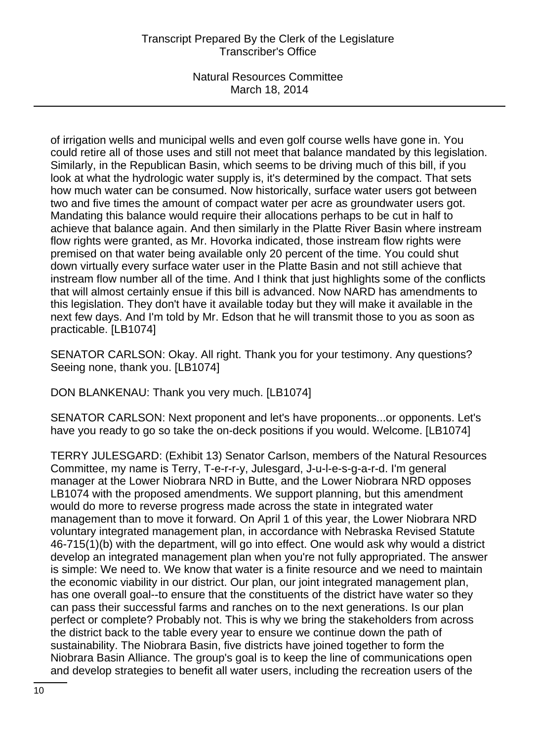of irrigation wells and municipal wells and even golf course wells have gone in. You could retire all of those uses and still not meet that balance mandated by this legislation. Similarly, in the Republican Basin, which seems to be driving much of this bill, if you look at what the hydrologic water supply is, it's determined by the compact. That sets how much water can be consumed. Now historically, surface water users got between two and five times the amount of compact water per acre as groundwater users got. Mandating this balance would require their allocations perhaps to be cut in half to achieve that balance again. And then similarly in the Platte River Basin where instream flow rights were granted, as Mr. Hovorka indicated, those instream flow rights were premised on that water being available only 20 percent of the time. You could shut down virtually every surface water user in the Platte Basin and not still achieve that instream flow number all of the time. And I think that just highlights some of the conflicts that will almost certainly ensue if this bill is advanced. Now NARD has amendments to this legislation. They don't have it available today but they will make it available in the next few days. And I'm told by Mr. Edson that he will transmit those to you as soon as practicable. [LB1074]

SENATOR CARLSON: Okay. All right. Thank you for your testimony. Any questions? Seeing none, thank you. [LB1074]

DON BLANKENAU: Thank you very much. [LB1074]

SENATOR CARLSON: Next proponent and let's have proponents...or opponents. Let's have you ready to go so take the on-deck positions if you would. Welcome. [LB1074]

TERRY JULESGARD: (Exhibit 13) Senator Carlson, members of the Natural Resources Committee, my name is Terry, T-e-r-r-y, Julesgard, J-u-l-e-s-g-a-r-d. I'm general manager at the Lower Niobrara NRD in Butte, and the Lower Niobrara NRD opposes LB1074 with the proposed amendments. We support planning, but this amendment would do more to reverse progress made across the state in integrated water management than to move it forward. On April 1 of this year, the Lower Niobrara NRD voluntary integrated management plan, in accordance with Nebraska Revised Statute 46-715(1)(b) with the department, will go into effect. One would ask why would a district develop an integrated management plan when you're not fully appropriated. The answer is simple: We need to. We know that water is a finite resource and we need to maintain the economic viability in our district. Our plan, our joint integrated management plan, has one overall goal--to ensure that the constituents of the district have water so they can pass their successful farms and ranches on to the next generations. Is our plan perfect or complete? Probably not. This is why we bring the stakeholders from across the district back to the table every year to ensure we continue down the path of sustainability. The Niobrara Basin, five districts have joined together to form the Niobrara Basin Alliance. The group's goal is to keep the line of communications open and develop strategies to benefit all water users, including the recreation users of the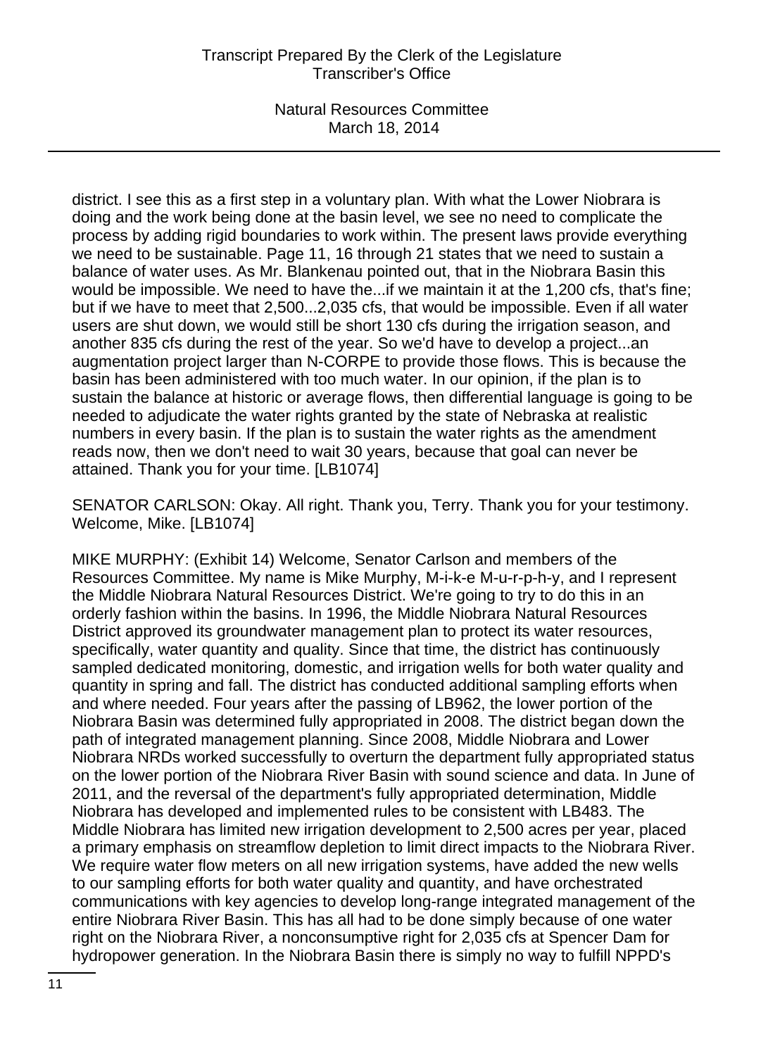district. I see this as a first step in a voluntary plan. With what the Lower Niobrara is doing and the work being done at the basin level, we see no need to complicate the process by adding rigid boundaries to work within. The present laws provide everything we need to be sustainable. Page 11, 16 through 21 states that we need to sustain a balance of water uses. As Mr. Blankenau pointed out, that in the Niobrara Basin this would be impossible. We need to have the...if we maintain it at the 1,200 cfs, that's fine; but if we have to meet that 2,500...2,035 cfs, that would be impossible. Even if all water users are shut down, we would still be short 130 cfs during the irrigation season, and another 835 cfs during the rest of the year. So we'd have to develop a project...an augmentation project larger than N-CORPE to provide those flows. This is because the basin has been administered with too much water. In our opinion, if the plan is to sustain the balance at historic or average flows, then differential language is going to be needed to adjudicate the water rights granted by the state of Nebraska at realistic numbers in every basin. If the plan is to sustain the water rights as the amendment reads now, then we don't need to wait 30 years, because that goal can never be attained. Thank you for your time. [LB1074]

SENATOR CARLSON: Okay. All right. Thank you, Terry. Thank you for your testimony. Welcome, Mike. [LB1074]

MIKE MURPHY: (Exhibit 14) Welcome, Senator Carlson and members of the Resources Committee. My name is Mike Murphy, M-i-k-e M-u-r-p-h-y, and I represent the Middle Niobrara Natural Resources District. We're going to try to do this in an orderly fashion within the basins. In 1996, the Middle Niobrara Natural Resources District approved its groundwater management plan to protect its water resources, specifically, water quantity and quality. Since that time, the district has continuously sampled dedicated monitoring, domestic, and irrigation wells for both water quality and quantity in spring and fall. The district has conducted additional sampling efforts when and where needed. Four years after the passing of LB962, the lower portion of the Niobrara Basin was determined fully appropriated in 2008. The district began down the path of integrated management planning. Since 2008, Middle Niobrara and Lower Niobrara NRDs worked successfully to overturn the department fully appropriated status on the lower portion of the Niobrara River Basin with sound science and data. In June of 2011, and the reversal of the department's fully appropriated determination, Middle Niobrara has developed and implemented rules to be consistent with LB483. The Middle Niobrara has limited new irrigation development to 2,500 acres per year, placed a primary emphasis on streamflow depletion to limit direct impacts to the Niobrara River. We require water flow meters on all new irrigation systems, have added the new wells to our sampling efforts for both water quality and quantity, and have orchestrated communications with key agencies to develop long-range integrated management of the entire Niobrara River Basin. This has all had to be done simply because of one water right on the Niobrara River, a nonconsumptive right for 2,035 cfs at Spencer Dam for hydropower generation. In the Niobrara Basin there is simply no way to fulfill NPPD's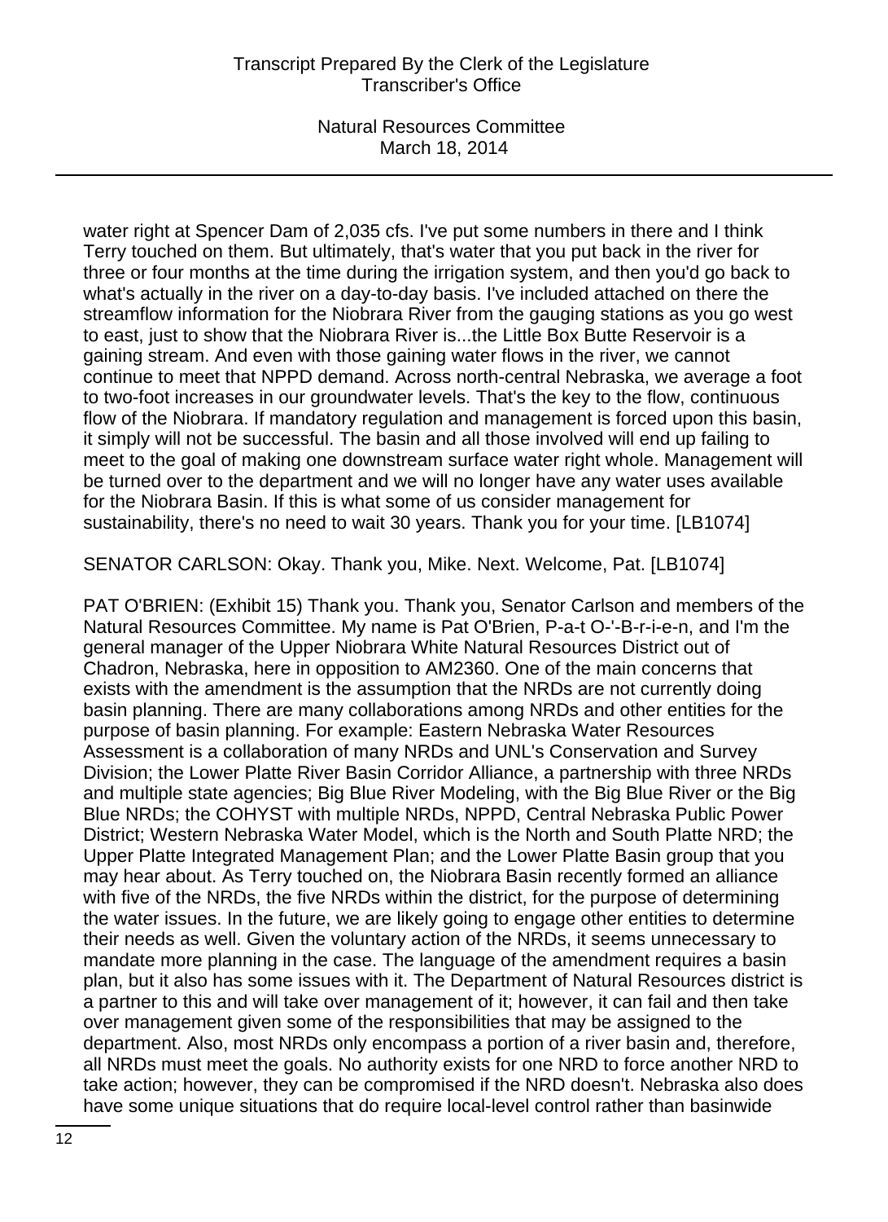water right at Spencer Dam of 2,035 cfs. I've put some numbers in there and I think Terry touched on them. But ultimately, that's water that you put back in the river for three or four months at the time during the irrigation system, and then you'd go back to what's actually in the river on a day-to-day basis. I've included attached on there the streamflow information for the Niobrara River from the gauging stations as you go west to east, just to show that the Niobrara River is...the Little Box Butte Reservoir is a gaining stream. And even with those gaining water flows in the river, we cannot continue to meet that NPPD demand. Across north-central Nebraska, we average a foot to two-foot increases in our groundwater levels. That's the key to the flow, continuous flow of the Niobrara. If mandatory regulation and management is forced upon this basin, it simply will not be successful. The basin and all those involved will end up failing to meet to the goal of making one downstream surface water right whole. Management will be turned over to the department and we will no longer have any water uses available for the Niobrara Basin. If this is what some of us consider management for sustainability, there's no need to wait 30 years. Thank you for your time. [LB1074]

SENATOR CARLSON: Okay. Thank you, Mike. Next. Welcome, Pat. [LB1074]

PAT O'BRIEN: (Exhibit 15) Thank you. Thank you, Senator Carlson and members of the Natural Resources Committee. My name is Pat O'Brien, P-a-t O-'-B-r-i-e-n, and I'm the general manager of the Upper Niobrara White Natural Resources District out of Chadron, Nebraska, here in opposition to AM2360. One of the main concerns that exists with the amendment is the assumption that the NRDs are not currently doing basin planning. There are many collaborations among NRDs and other entities for the purpose of basin planning. For example: Eastern Nebraska Water Resources Assessment is a collaboration of many NRDs and UNL's Conservation and Survey Division; the Lower Platte River Basin Corridor Alliance, a partnership with three NRDs and multiple state agencies; Big Blue River Modeling, with the Big Blue River or the Big Blue NRDs; the COHYST with multiple NRDs, NPPD, Central Nebraska Public Power District; Western Nebraska Water Model, which is the North and South Platte NRD; the Upper Platte Integrated Management Plan; and the Lower Platte Basin group that you may hear about. As Terry touched on, the Niobrara Basin recently formed an alliance with five of the NRDs, the five NRDs within the district, for the purpose of determining the water issues. In the future, we are likely going to engage other entities to determine their needs as well. Given the voluntary action of the NRDs, it seems unnecessary to mandate more planning in the case. The language of the amendment requires a basin plan, but it also has some issues with it. The Department of Natural Resources district is a partner to this and will take over management of it; however, it can fail and then take over management given some of the responsibilities that may be assigned to the department. Also, most NRDs only encompass a portion of a river basin and, therefore, all NRDs must meet the goals. No authority exists for one NRD to force another NRD to take action; however, they can be compromised if the NRD doesn't. Nebraska also does have some unique situations that do require local-level control rather than basinwide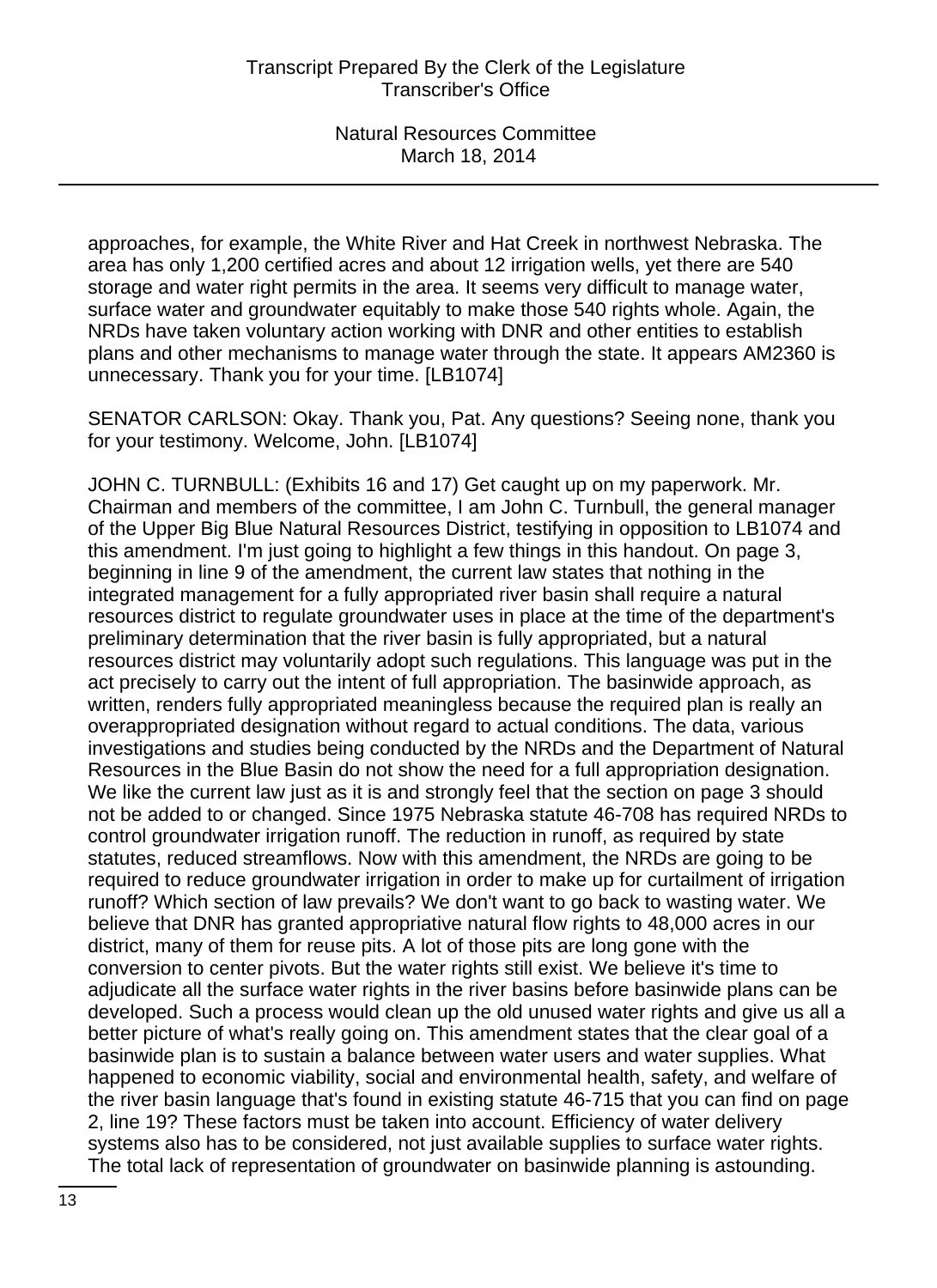approaches, for example, the White River and Hat Creek in northwest Nebraska. The area has only 1,200 certified acres and about 12 irrigation wells, yet there are 540 storage and water right permits in the area. It seems very difficult to manage water, surface water and groundwater equitably to make those 540 rights whole. Again, the NRDs have taken voluntary action working with DNR and other entities to establish plans and other mechanisms to manage water through the state. It appears AM2360 is unnecessary. Thank you for your time. [LB1074]

SENATOR CARLSON: Okay. Thank you, Pat. Any questions? Seeing none, thank you for your testimony. Welcome, John. [LB1074]

JOHN C. TURNBULL: (Exhibits 16 and 17) Get caught up on my paperwork. Mr. Chairman and members of the committee, I am John C. Turnbull, the general manager of the Upper Big Blue Natural Resources District, testifying in opposition to LB1074 and this amendment. I'm just going to highlight a few things in this handout. On page 3, beginning in line 9 of the amendment, the current law states that nothing in the integrated management for a fully appropriated river basin shall require a natural resources district to regulate groundwater uses in place at the time of the department's preliminary determination that the river basin is fully appropriated, but a natural resources district may voluntarily adopt such regulations. This language was put in the act precisely to carry out the intent of full appropriation. The basinwide approach, as written, renders fully appropriated meaningless because the required plan is really an overappropriated designation without regard to actual conditions. The data, various investigations and studies being conducted by the NRDs and the Department of Natural Resources in the Blue Basin do not show the need for a full appropriation designation. We like the current law just as it is and strongly feel that the section on page 3 should not be added to or changed. Since 1975 Nebraska statute 46-708 has required NRDs to control groundwater irrigation runoff. The reduction in runoff, as required by state statutes, reduced streamflows. Now with this amendment, the NRDs are going to be required to reduce groundwater irrigation in order to make up for curtailment of irrigation runoff? Which section of law prevails? We don't want to go back to wasting water. We believe that DNR has granted appropriative natural flow rights to 48,000 acres in our district, many of them for reuse pits. A lot of those pits are long gone with the conversion to center pivots. But the water rights still exist. We believe it's time to adjudicate all the surface water rights in the river basins before basinwide plans can be developed. Such a process would clean up the old unused water rights and give us all a better picture of what's really going on. This amendment states that the clear goal of a basinwide plan is to sustain a balance between water users and water supplies. What happened to economic viability, social and environmental health, safety, and welfare of the river basin language that's found in existing statute 46-715 that you can find on page 2, line 19? These factors must be taken into account. Efficiency of water delivery systems also has to be considered, not just available supplies to surface water rights. The total lack of representation of groundwater on basinwide planning is astounding.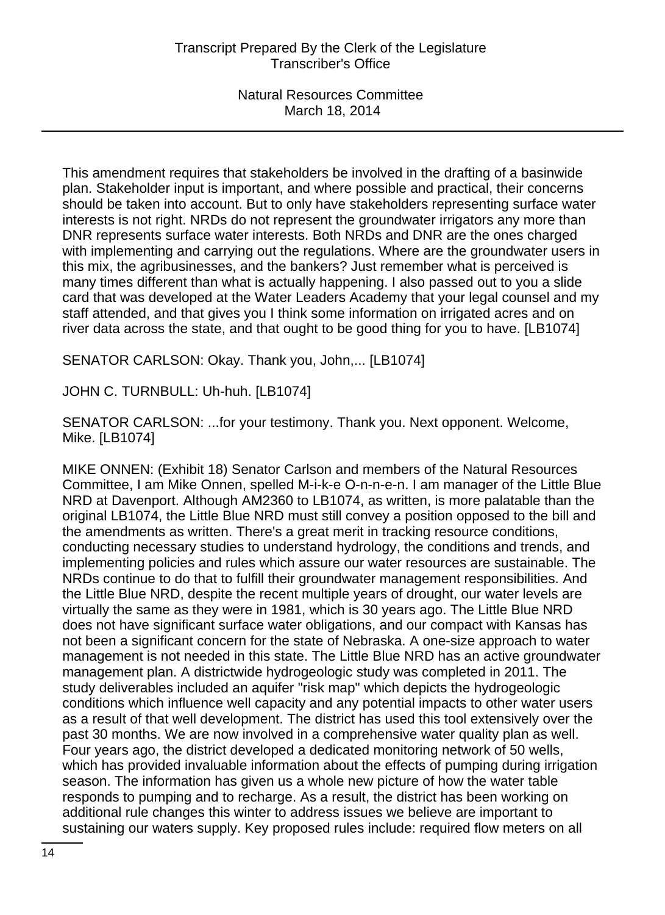This amendment requires that stakeholders be involved in the drafting of a basinwide plan. Stakeholder input is important, and where possible and practical, their concerns should be taken into account. But to only have stakeholders representing surface water interests is not right. NRDs do not represent the groundwater irrigators any more than DNR represents surface water interests. Both NRDs and DNR are the ones charged with implementing and carrying out the regulations. Where are the groundwater users in this mix, the agribusinesses, and the bankers? Just remember what is perceived is many times different than what is actually happening. I also passed out to you a slide card that was developed at the Water Leaders Academy that your legal counsel and my staff attended, and that gives you I think some information on irrigated acres and on river data across the state, and that ought to be good thing for you to have. [LB1074]

SENATOR CARLSON: Okay. Thank you, John,... [LB1074]

JOHN C. TURNBULL: Uh-huh. [LB1074]

SENATOR CARLSON: ...for your testimony. Thank you. Next opponent. Welcome, Mike. [LB1074]

MIKE ONNEN: (Exhibit 18) Senator Carlson and members of the Natural Resources Committee, I am Mike Onnen, spelled M-i-k-e O-n-n-e-n. I am manager of the Little Blue NRD at Davenport. Although AM2360 to LB1074, as written, is more palatable than the original LB1074, the Little Blue NRD must still convey a position opposed to the bill and the amendments as written. There's a great merit in tracking resource conditions, conducting necessary studies to understand hydrology, the conditions and trends, and implementing policies and rules which assure our water resources are sustainable. The NRDs continue to do that to fulfill their groundwater management responsibilities. And the Little Blue NRD, despite the recent multiple years of drought, our water levels are virtually the same as they were in 1981, which is 30 years ago. The Little Blue NRD does not have significant surface water obligations, and our compact with Kansas has not been a significant concern for the state of Nebraska. A one-size approach to water management is not needed in this state. The Little Blue NRD has an active groundwater management plan. A districtwide hydrogeologic study was completed in 2011. The study deliverables included an aquifer "risk map" which depicts the hydrogeologic conditions which influence well capacity and any potential impacts to other water users as a result of that well development. The district has used this tool extensively over the past 30 months. We are now involved in a comprehensive water quality plan as well. Four years ago, the district developed a dedicated monitoring network of 50 wells, which has provided invaluable information about the effects of pumping during irrigation season. The information has given us a whole new picture of how the water table responds to pumping and to recharge. As a result, the district has been working on additional rule changes this winter to address issues we believe are important to sustaining our waters supply. Key proposed rules include: required flow meters on all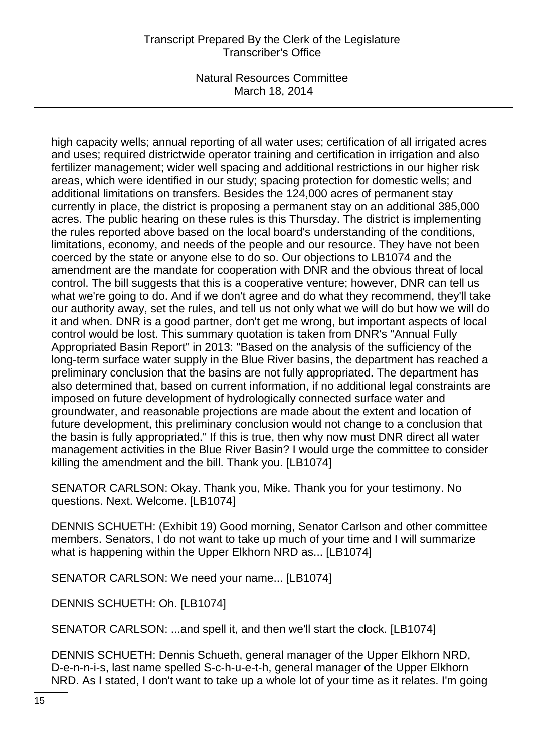high capacity wells; annual reporting of all water uses; certification of all irrigated acres and uses; required districtwide operator training and certification in irrigation and also fertilizer management; wider well spacing and additional restrictions in our higher risk areas, which were identified in our study; spacing protection for domestic wells; and additional limitations on transfers. Besides the 124,000 acres of permanent stay currently in place, the district is proposing a permanent stay on an additional 385,000 acres. The public hearing on these rules is this Thursday. The district is implementing the rules reported above based on the local board's understanding of the conditions, limitations, economy, and needs of the people and our resource. They have not been coerced by the state or anyone else to do so. Our objections to LB1074 and the amendment are the mandate for cooperation with DNR and the obvious threat of local control. The bill suggests that this is a cooperative venture; however, DNR can tell us what we're going to do. And if we don't agree and do what they recommend, they'll take our authority away, set the rules, and tell us not only what we will do but how we will do it and when. DNR is a good partner, don't get me wrong, but important aspects of local control would be lost. This summary quotation is taken from DNR's "Annual Fully Appropriated Basin Report" in 2013: "Based on the analysis of the sufficiency of the long-term surface water supply in the Blue River basins, the department has reached a preliminary conclusion that the basins are not fully appropriated. The department has also determined that, based on current information, if no additional legal constraints are imposed on future development of hydrologically connected surface water and groundwater, and reasonable projections are made about the extent and location of future development, this preliminary conclusion would not change to a conclusion that the basin is fully appropriated." If this is true, then why now must DNR direct all water management activities in the Blue River Basin? I would urge the committee to consider killing the amendment and the bill. Thank you. [LB1074]

SENATOR CARLSON: Okay. Thank you, Mike. Thank you for your testimony. No questions. Next. Welcome. [LB1074]

DENNIS SCHUETH: (Exhibit 19) Good morning, Senator Carlson and other committee members. Senators, I do not want to take up much of your time and I will summarize what is happening within the Upper Elkhorn NRD as... [LB1074]

SENATOR CARLSON: We need your name... [LB1074]

DENNIS SCHUETH: Oh. [LB1074]

SENATOR CARLSON: ...and spell it, and then we'll start the clock. [LB1074]

DENNIS SCHUETH: Dennis Schueth, general manager of the Upper Elkhorn NRD, D-e-n-n-i-s, last name spelled S-c-h-u-e-t-h, general manager of the Upper Elkhorn NRD. As I stated, I don't want to take up a whole lot of your time as it relates. I'm going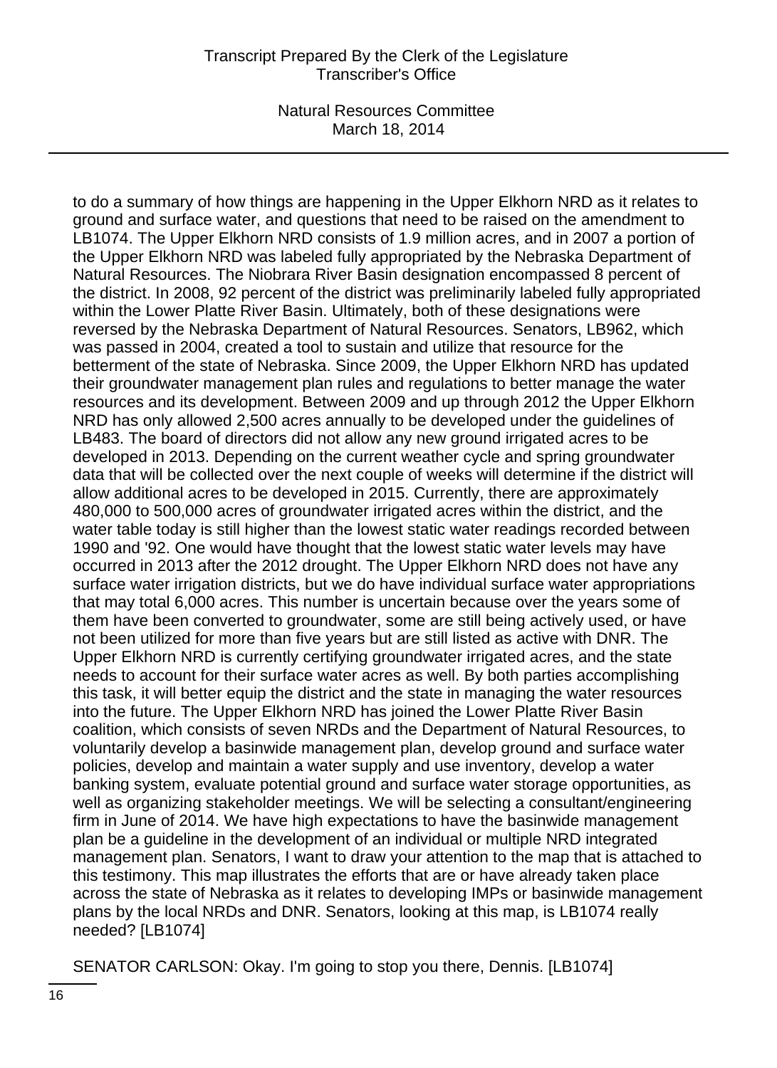to do a summary of how things are happening in the Upper Elkhorn NRD as it relates to ground and surface water, and questions that need to be raised on the amendment to LB1074. The Upper Elkhorn NRD consists of 1.9 million acres, and in 2007 a portion of the Upper Elkhorn NRD was labeled fully appropriated by the Nebraska Department of Natural Resources. The Niobrara River Basin designation encompassed 8 percent of the district. In 2008, 92 percent of the district was preliminarily labeled fully appropriated within the Lower Platte River Basin. Ultimately, both of these designations were reversed by the Nebraska Department of Natural Resources. Senators, LB962, which was passed in 2004, created a tool to sustain and utilize that resource for the betterment of the state of Nebraska. Since 2009, the Upper Elkhorn NRD has updated their groundwater management plan rules and regulations to better manage the water resources and its development. Between 2009 and up through 2012 the Upper Elkhorn NRD has only allowed 2,500 acres annually to be developed under the guidelines of LB483. The board of directors did not allow any new ground irrigated acres to be developed in 2013. Depending on the current weather cycle and spring groundwater data that will be collected over the next couple of weeks will determine if the district will allow additional acres to be developed in 2015. Currently, there are approximately 480,000 to 500,000 acres of groundwater irrigated acres within the district, and the water table today is still higher than the lowest static water readings recorded between 1990 and '92. One would have thought that the lowest static water levels may have occurred in 2013 after the 2012 drought. The Upper Elkhorn NRD does not have any surface water irrigation districts, but we do have individual surface water appropriations that may total 6,000 acres. This number is uncertain because over the years some of them have been converted to groundwater, some are still being actively used, or have not been utilized for more than five years but are still listed as active with DNR. The Upper Elkhorn NRD is currently certifying groundwater irrigated acres, and the state needs to account for their surface water acres as well. By both parties accomplishing this task, it will better equip the district and the state in managing the water resources into the future. The Upper Elkhorn NRD has joined the Lower Platte River Basin coalition, which consists of seven NRDs and the Department of Natural Resources, to voluntarily develop a basinwide management plan, develop ground and surface water policies, develop and maintain a water supply and use inventory, develop a water banking system, evaluate potential ground and surface water storage opportunities, as well as organizing stakeholder meetings. We will be selecting a consultant/engineering firm in June of 2014. We have high expectations to have the basinwide management plan be a guideline in the development of an individual or multiple NRD integrated management plan. Senators, I want to draw your attention to the map that is attached to this testimony. This map illustrates the efforts that are or have already taken place across the state of Nebraska as it relates to developing IMPs or basinwide management plans by the local NRDs and DNR. Senators, looking at this map, is LB1074 really needed? [LB1074]

SENATOR CARLSON: Okay. I'm going to stop you there, Dennis. [LB1074]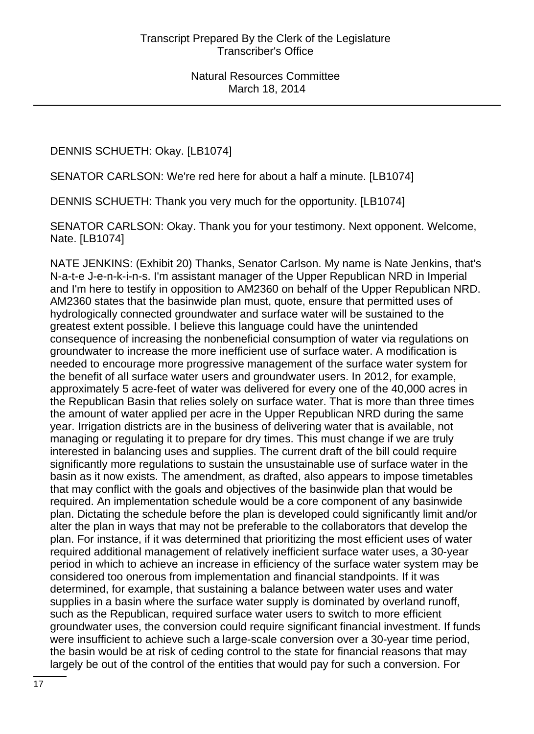DENNIS SCHUETH: Okay. [LB1074]

SENATOR CARLSON: We're red here for about a half a minute. [LB1074]

DENNIS SCHUETH: Thank you very much for the opportunity. [LB1074]

SENATOR CARLSON: Okay. Thank you for your testimony. Next opponent. Welcome, Nate. [LB1074]

NATE JENKINS: (Exhibit 20) Thanks, Senator Carlson. My name is Nate Jenkins, that's N-a-t-e J-e-n-k-i-n-s. I'm assistant manager of the Upper Republican NRD in Imperial and I'm here to testify in opposition to AM2360 on behalf of the Upper Republican NRD. AM2360 states that the basinwide plan must, quote, ensure that permitted uses of hydrologically connected groundwater and surface water will be sustained to the greatest extent possible. I believe this language could have the unintended consequence of increasing the nonbeneficial consumption of water via regulations on groundwater to increase the more inefficient use of surface water. A modification is needed to encourage more progressive management of the surface water system for the benefit of all surface water users and groundwater users. In 2012, for example, approximately 5 acre-feet of water was delivered for every one of the 40,000 acres in the Republican Basin that relies solely on surface water. That is more than three times the amount of water applied per acre in the Upper Republican NRD during the same year. Irrigation districts are in the business of delivering water that is available, not managing or regulating it to prepare for dry times. This must change if we are truly interested in balancing uses and supplies. The current draft of the bill could require significantly more regulations to sustain the unsustainable use of surface water in the basin as it now exists. The amendment, as drafted, also appears to impose timetables that may conflict with the goals and objectives of the basinwide plan that would be required. An implementation schedule would be a core component of any basinwide plan. Dictating the schedule before the plan is developed could significantly limit and/or alter the plan in ways that may not be preferable to the collaborators that develop the plan. For instance, if it was determined that prioritizing the most efficient uses of water required additional management of relatively inefficient surface water uses, a 30-year period in which to achieve an increase in efficiency of the surface water system may be considered too onerous from implementation and financial standpoints. If it was determined, for example, that sustaining a balance between water uses and water supplies in a basin where the surface water supply is dominated by overland runoff, such as the Republican, required surface water users to switch to more efficient groundwater uses, the conversion could require significant financial investment. If funds were insufficient to achieve such a large-scale conversion over a 30-year time period, the basin would be at risk of ceding control to the state for financial reasons that may largely be out of the control of the entities that would pay for such a conversion. For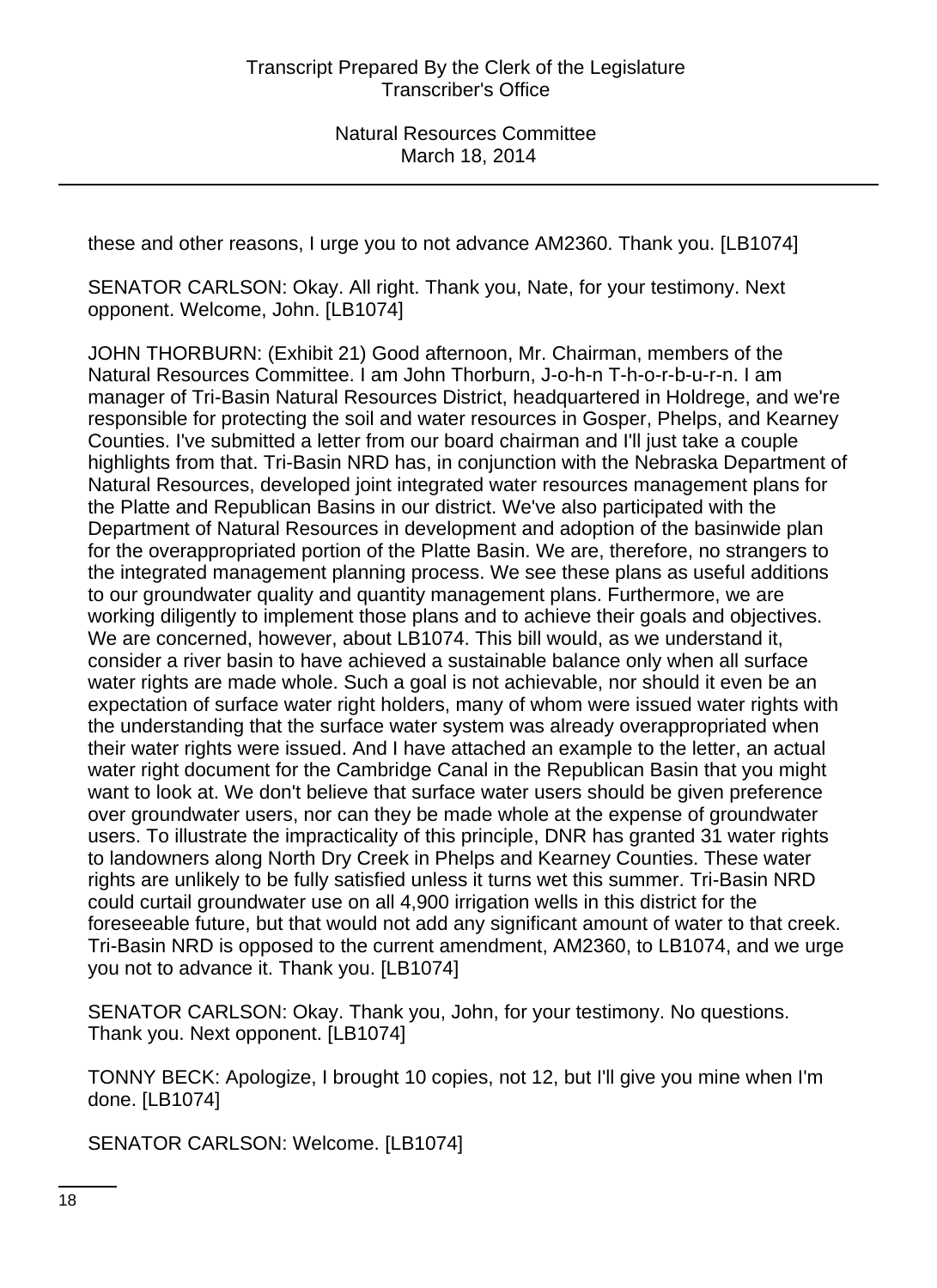these and other reasons, I urge you to not advance AM2360. Thank you. [LB1074]

SENATOR CARLSON: Okay. All right. Thank you, Nate, for your testimony. Next opponent. Welcome, John. [LB1074]

JOHN THORBURN: (Exhibit 21) Good afternoon, Mr. Chairman, members of the Natural Resources Committee. I am John Thorburn, J-o-h-n T-h-o-r-b-u-r-n. I am manager of Tri-Basin Natural Resources District, headquartered in Holdrege, and we're responsible for protecting the soil and water resources in Gosper, Phelps, and Kearney Counties. I've submitted a letter from our board chairman and I'll just take a couple highlights from that. Tri-Basin NRD has, in conjunction with the Nebraska Department of Natural Resources, developed joint integrated water resources management plans for the Platte and Republican Basins in our district. We've also participated with the Department of Natural Resources in development and adoption of the basinwide plan for the overappropriated portion of the Platte Basin. We are, therefore, no strangers to the integrated management planning process. We see these plans as useful additions to our groundwater quality and quantity management plans. Furthermore, we are working diligently to implement those plans and to achieve their goals and objectives. We are concerned, however, about LB1074. This bill would, as we understand it, consider a river basin to have achieved a sustainable balance only when all surface water rights are made whole. Such a goal is not achievable, nor should it even be an expectation of surface water right holders, many of whom were issued water rights with the understanding that the surface water system was already overappropriated when their water rights were issued. And I have attached an example to the letter, an actual water right document for the Cambridge Canal in the Republican Basin that you might want to look at. We don't believe that surface water users should be given preference over groundwater users, nor can they be made whole at the expense of groundwater users. To illustrate the impracticality of this principle, DNR has granted 31 water rights to landowners along North Dry Creek in Phelps and Kearney Counties. These water rights are unlikely to be fully satisfied unless it turns wet this summer. Tri-Basin NRD could curtail groundwater use on all 4,900 irrigation wells in this district for the foreseeable future, but that would not add any significant amount of water to that creek. Tri-Basin NRD is opposed to the current amendment, AM2360, to LB1074, and we urge you not to advance it. Thank you. [LB1074]

SENATOR CARLSON: Okay. Thank you, John, for your testimony. No questions. Thank you. Next opponent. [LB1074]

TONNY BECK: Apologize, I brought 10 copies, not 12, but I'll give you mine when I'm done. [LB1074]

SENATOR CARLSON: Welcome. [LB1074]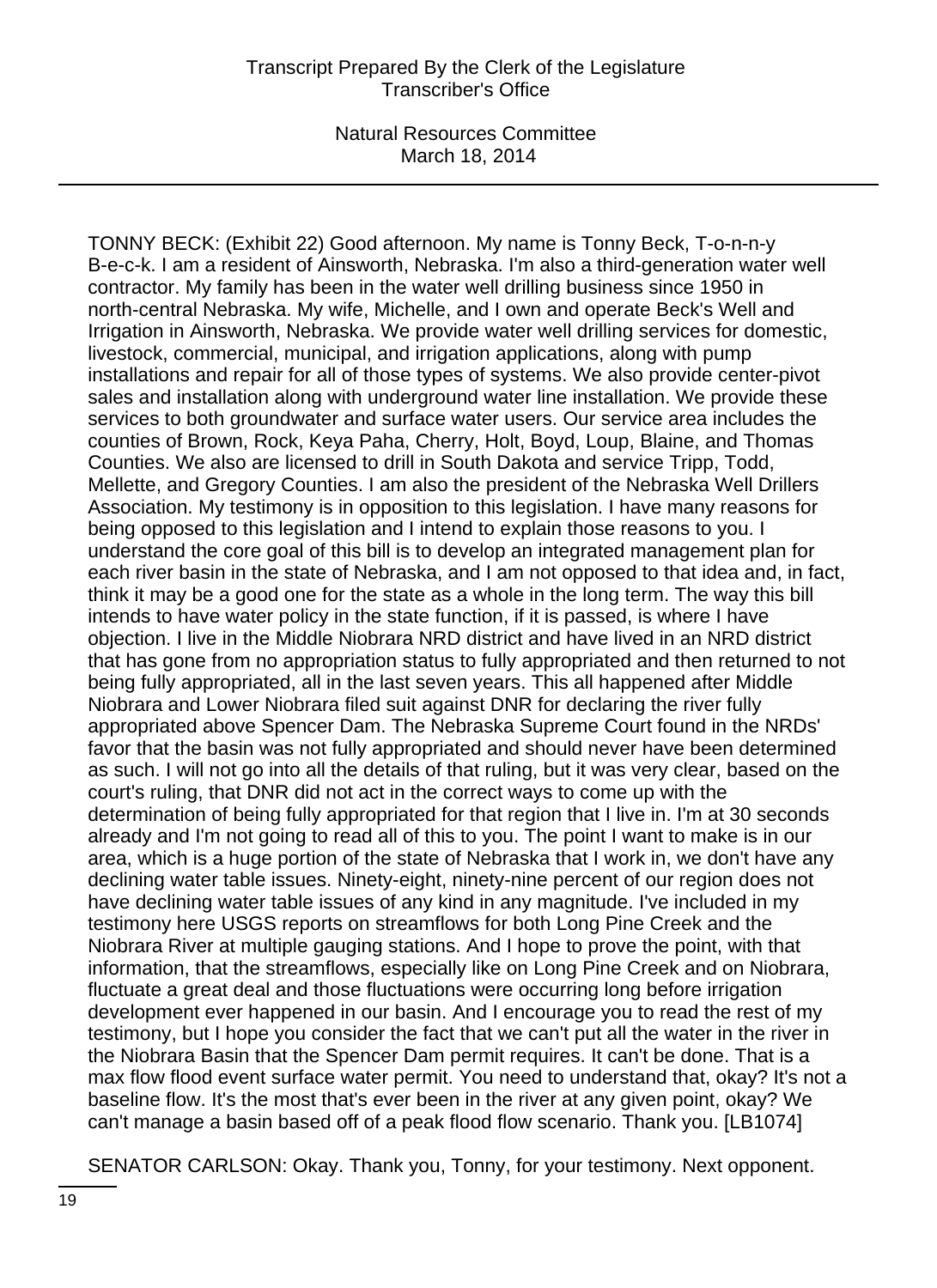TONNY BECK: (Exhibit 22) Good afternoon. My name is Tonny Beck, T-o-n-n-y B-e-c-k. I am a resident of Ainsworth, Nebraska. I'm also a third-generation water well contractor. My family has been in the water well drilling business since 1950 in north-central Nebraska. My wife, Michelle, and I own and operate Beck's Well and Irrigation in Ainsworth, Nebraska. We provide water well drilling services for domestic, livestock, commercial, municipal, and irrigation applications, along with pump installations and repair for all of those types of systems. We also provide center-pivot sales and installation along with underground water line installation. We provide these services to both groundwater and surface water users. Our service area includes the counties of Brown, Rock, Keya Paha, Cherry, Holt, Boyd, Loup, Blaine, and Thomas Counties. We also are licensed to drill in South Dakota and service Tripp, Todd, Mellette, and Gregory Counties. I am also the president of the Nebraska Well Drillers Association. My testimony is in opposition to this legislation. I have many reasons for being opposed to this legislation and I intend to explain those reasons to you. I understand the core goal of this bill is to develop an integrated management plan for each river basin in the state of Nebraska, and I am not opposed to that idea and, in fact, think it may be a good one for the state as a whole in the long term. The way this bill intends to have water policy in the state function, if it is passed, is where I have objection. I live in the Middle Niobrara NRD district and have lived in an NRD district that has gone from no appropriation status to fully appropriated and then returned to not being fully appropriated, all in the last seven years. This all happened after Middle Niobrara and Lower Niobrara filed suit against DNR for declaring the river fully appropriated above Spencer Dam. The Nebraska Supreme Court found in the NRDs' favor that the basin was not fully appropriated and should never have been determined as such. I will not go into all the details of that ruling, but it was very clear, based on the court's ruling, that DNR did not act in the correct ways to come up with the determination of being fully appropriated for that region that I live in. I'm at 30 seconds already and I'm not going to read all of this to you. The point I want to make is in our area, which is a huge portion of the state of Nebraska that I work in, we don't have any declining water table issues. Ninety-eight, ninety-nine percent of our region does not have declining water table issues of any kind in any magnitude. I've included in my testimony here USGS reports on streamflows for both Long Pine Creek and the Niobrara River at multiple gauging stations. And I hope to prove the point, with that information, that the streamflows, especially like on Long Pine Creek and on Niobrara, fluctuate a great deal and those fluctuations were occurring long before irrigation development ever happened in our basin. And I encourage you to read the rest of my testimony, but I hope you consider the fact that we can't put all the water in the river in the Niobrara Basin that the Spencer Dam permit requires. It can't be done. That is a max flow flood event surface water permit. You need to understand that, okay? It's not a baseline flow. It's the most that's ever been in the river at any given point, okay? We can't manage a basin based off of a peak flood flow scenario. Thank you. [LB1074]

SENATOR CARLSON: Okay. Thank you, Tonny, for your testimony. Next opponent.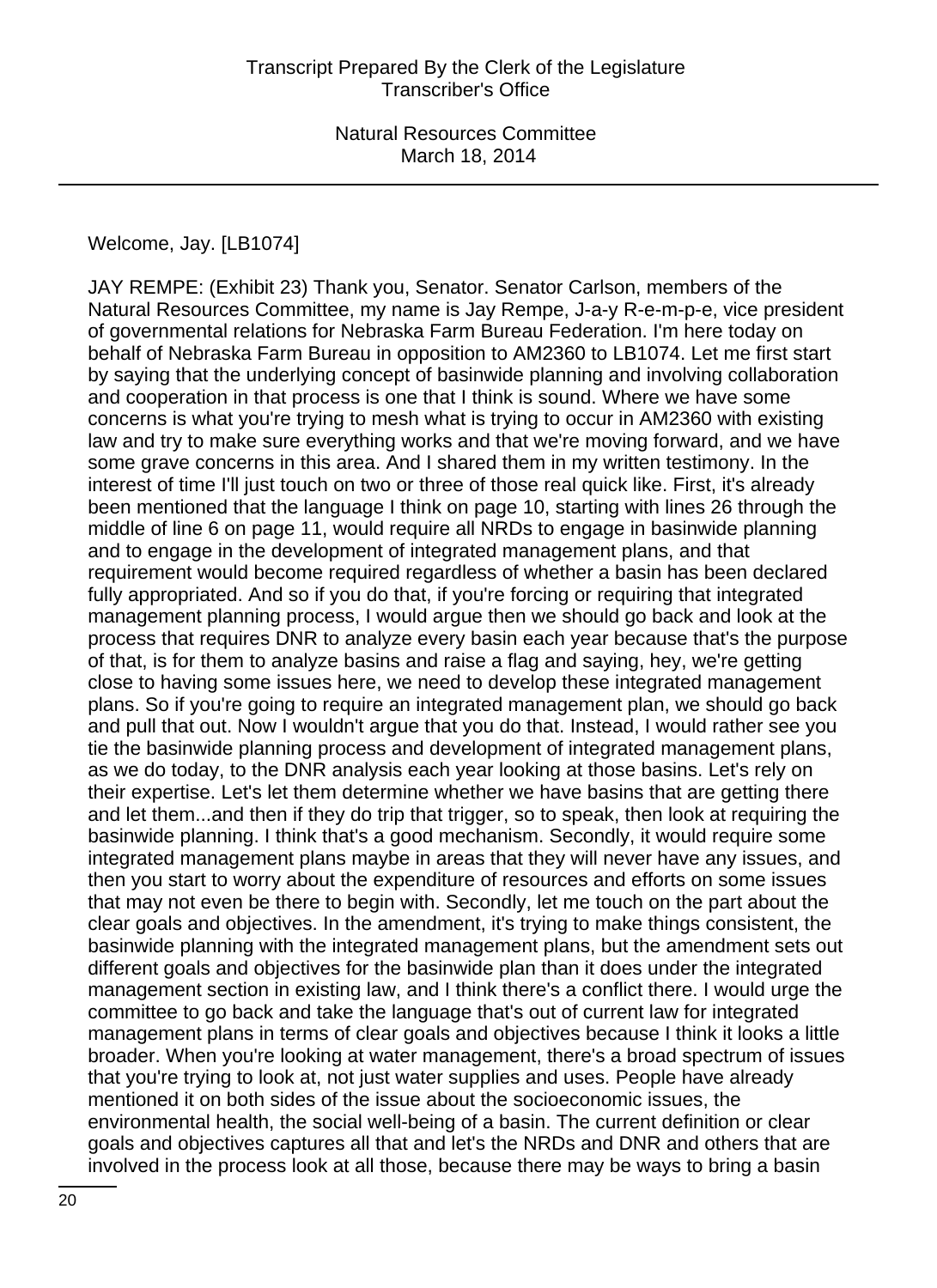Welcome, Jay. [LB1074]

JAY REMPE: (Exhibit 23) Thank you, Senator. Senator Carlson, members of the Natural Resources Committee, my name is Jay Rempe, J-a-y R-e-m-p-e, vice president of governmental relations for Nebraska Farm Bureau Federation. I'm here today on behalf of Nebraska Farm Bureau in opposition to AM2360 to LB1074. Let me first start by saying that the underlying concept of basinwide planning and involving collaboration and cooperation in that process is one that I think is sound. Where we have some concerns is what you're trying to mesh what is trying to occur in AM2360 with existing law and try to make sure everything works and that we're moving forward, and we have some grave concerns in this area. And I shared them in my written testimony. In the interest of time I'll just touch on two or three of those real quick like. First, it's already been mentioned that the language I think on page 10, starting with lines 26 through the middle of line 6 on page 11, would require all NRDs to engage in basinwide planning and to engage in the development of integrated management plans, and that requirement would become required regardless of whether a basin has been declared fully appropriated. And so if you do that, if you're forcing or requiring that integrated management planning process, I would argue then we should go back and look at the process that requires DNR to analyze every basin each year because that's the purpose of that, is for them to analyze basins and raise a flag and saying, hey, we're getting close to having some issues here, we need to develop these integrated management plans. So if you're going to require an integrated management plan, we should go back and pull that out. Now I wouldn't argue that you do that. Instead, I would rather see you tie the basinwide planning process and development of integrated management plans, as we do today, to the DNR analysis each year looking at those basins. Let's rely on their expertise. Let's let them determine whether we have basins that are getting there and let them...and then if they do trip that trigger, so to speak, then look at requiring the basinwide planning. I think that's a good mechanism. Secondly, it would require some integrated management plans maybe in areas that they will never have any issues, and then you start to worry about the expenditure of resources and efforts on some issues that may not even be there to begin with. Secondly, let me touch on the part about the clear goals and objectives. In the amendment, it's trying to make things consistent, the basinwide planning with the integrated management plans, but the amendment sets out different goals and objectives for the basinwide plan than it does under the integrated management section in existing law, and I think there's a conflict there. I would urge the committee to go back and take the language that's out of current law for integrated management plans in terms of clear goals and objectives because I think it looks a little broader. When you're looking at water management, there's a broad spectrum of issues that you're trying to look at, not just water supplies and uses. People have already mentioned it on both sides of the issue about the socioeconomic issues, the environmental health, the social well-being of a basin. The current definition or clear goals and objectives captures all that and let's the NRDs and DNR and others that are involved in the process look at all those, because there may be ways to bring a basin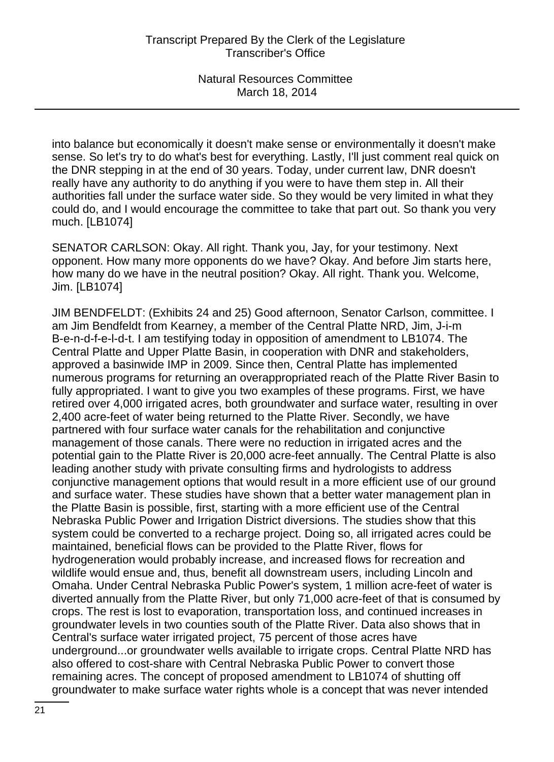into balance but economically it doesn't make sense or environmentally it doesn't make sense. So let's try to do what's best for everything. Lastly, I'll just comment real quick on the DNR stepping in at the end of 30 years. Today, under current law, DNR doesn't really have any authority to do anything if you were to have them step in. All their authorities fall under the surface water side. So they would be very limited in what they could do, and I would encourage the committee to take that part out. So thank you very much. [LB1074]

SENATOR CARLSON: Okay. All right. Thank you, Jay, for your testimony. Next opponent. How many more opponents do we have? Okay. And before Jim starts here, how many do we have in the neutral position? Okay. All right. Thank you. Welcome, Jim. [LB1074]

JIM BENDFELDT: (Exhibits 24 and 25) Good afternoon, Senator Carlson, committee. I am Jim Bendfeldt from Kearney, a member of the Central Platte NRD, Jim, J-i-m B-e-n-d-f-e-l-d-t. I am testifying today in opposition of amendment to LB1074. The Central Platte and Upper Platte Basin, in cooperation with DNR and stakeholders, approved a basinwide IMP in 2009. Since then, Central Platte has implemented numerous programs for returning an overappropriated reach of the Platte River Basin to fully appropriated. I want to give you two examples of these programs. First, we have retired over 4,000 irrigated acres, both groundwater and surface water, resulting in over 2,400 acre-feet of water being returned to the Platte River. Secondly, we have partnered with four surface water canals for the rehabilitation and conjunctive management of those canals. There were no reduction in irrigated acres and the potential gain to the Platte River is 20,000 acre-feet annually. The Central Platte is also leading another study with private consulting firms and hydrologists to address conjunctive management options that would result in a more efficient use of our ground and surface water. These studies have shown that a better water management plan in the Platte Basin is possible, first, starting with a more efficient use of the Central Nebraska Public Power and Irrigation District diversions. The studies show that this system could be converted to a recharge project. Doing so, all irrigated acres could be maintained, beneficial flows can be provided to the Platte River, flows for hydrogeneration would probably increase, and increased flows for recreation and wildlife would ensue and, thus, benefit all downstream users, including Lincoln and Omaha. Under Central Nebraska Public Power's system, 1 million acre-feet of water is diverted annually from the Platte River, but only 71,000 acre-feet of that is consumed by crops. The rest is lost to evaporation, transportation loss, and continued increases in groundwater levels in two counties south of the Platte River. Data also shows that in Central's surface water irrigated project, 75 percent of those acres have underground...or groundwater wells available to irrigate crops. Central Platte NRD has also offered to cost-share with Central Nebraska Public Power to convert those remaining acres. The concept of proposed amendment to LB1074 of shutting off groundwater to make surface water rights whole is a concept that was never intended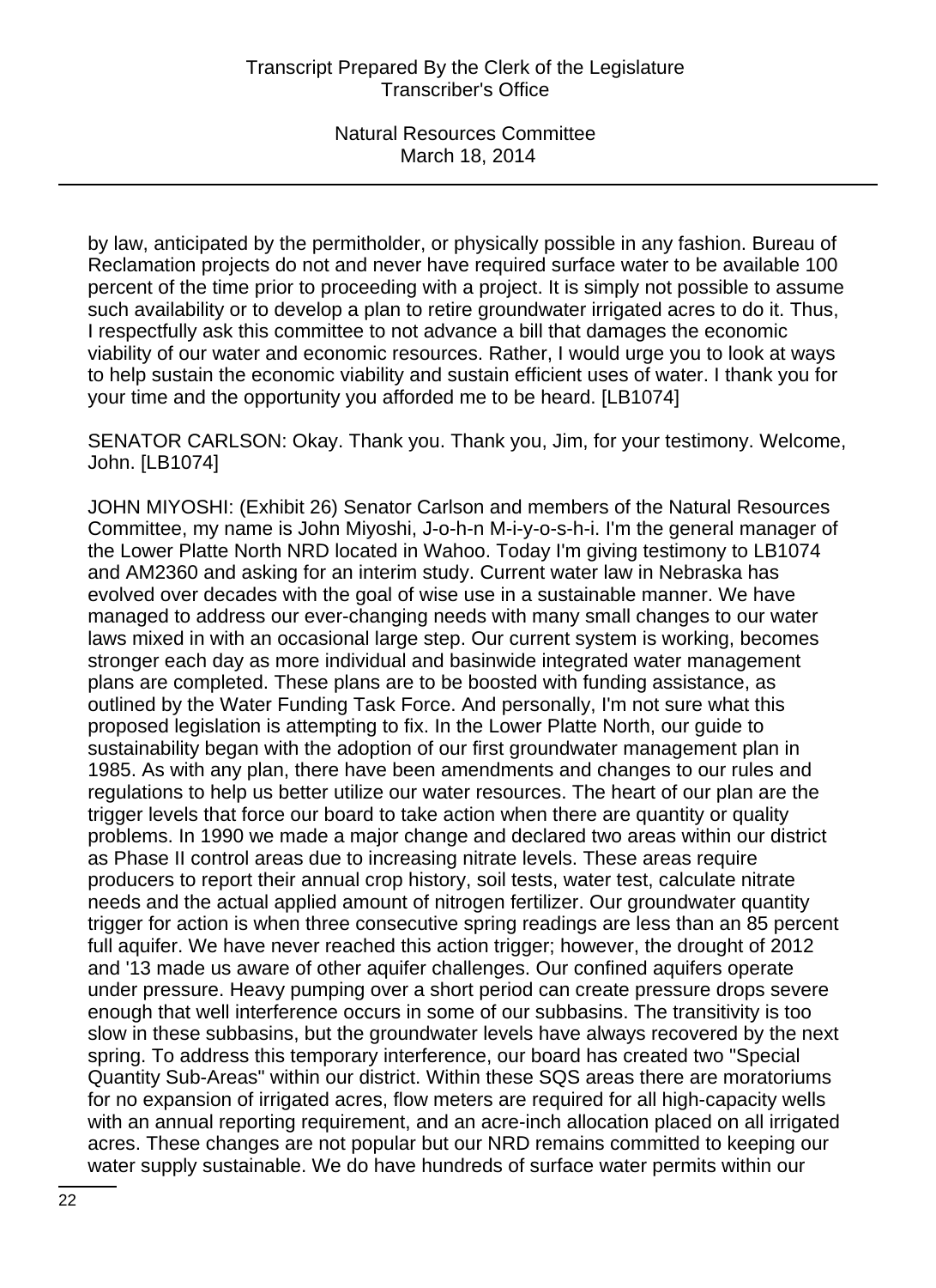by law, anticipated by the permitholder, or physically possible in any fashion. Bureau of Reclamation projects do not and never have required surface water to be available 100 percent of the time prior to proceeding with a project. It is simply not possible to assume such availability or to develop a plan to retire groundwater irrigated acres to do it. Thus, I respectfully ask this committee to not advance a bill that damages the economic viability of our water and economic resources. Rather, I would urge you to look at ways to help sustain the economic viability and sustain efficient uses of water. I thank you for your time and the opportunity you afforded me to be heard. [LB1074]

SENATOR CARLSON: Okay. Thank you. Thank you, Jim, for your testimony. Welcome, John. [LB1074]

JOHN MIYOSHI: (Exhibit 26) Senator Carlson and members of the Natural Resources Committee, my name is John Miyoshi, J-o-h-n M-i-y-o-s-h-i. I'm the general manager of the Lower Platte North NRD located in Wahoo. Today I'm giving testimony to LB1074 and AM2360 and asking for an interim study. Current water law in Nebraska has evolved over decades with the goal of wise use in a sustainable manner. We have managed to address our ever-changing needs with many small changes to our water laws mixed in with an occasional large step. Our current system is working, becomes stronger each day as more individual and basinwide integrated water management plans are completed. These plans are to be boosted with funding assistance, as outlined by the Water Funding Task Force. And personally, I'm not sure what this proposed legislation is attempting to fix. In the Lower Platte North, our guide to sustainability began with the adoption of our first groundwater management plan in 1985. As with any plan, there have been amendments and changes to our rules and regulations to help us better utilize our water resources. The heart of our plan are the trigger levels that force our board to take action when there are quantity or quality problems. In 1990 we made a major change and declared two areas within our district as Phase II control areas due to increasing nitrate levels. These areas require producers to report their annual crop history, soil tests, water test, calculate nitrate needs and the actual applied amount of nitrogen fertilizer. Our groundwater quantity trigger for action is when three consecutive spring readings are less than an 85 percent full aquifer. We have never reached this action trigger; however, the drought of 2012 and '13 made us aware of other aquifer challenges. Our confined aquifers operate under pressure. Heavy pumping over a short period can create pressure drops severe enough that well interference occurs in some of our subbasins. The transitivity is too slow in these subbasins, but the groundwater levels have always recovered by the next spring. To address this temporary interference, our board has created two "Special Quantity Sub-Areas" within our district. Within these SQS areas there are moratoriums for no expansion of irrigated acres, flow meters are required for all high-capacity wells with an annual reporting requirement, and an acre-inch allocation placed on all irrigated acres. These changes are not popular but our NRD remains committed to keeping our water supply sustainable. We do have hundreds of surface water permits within our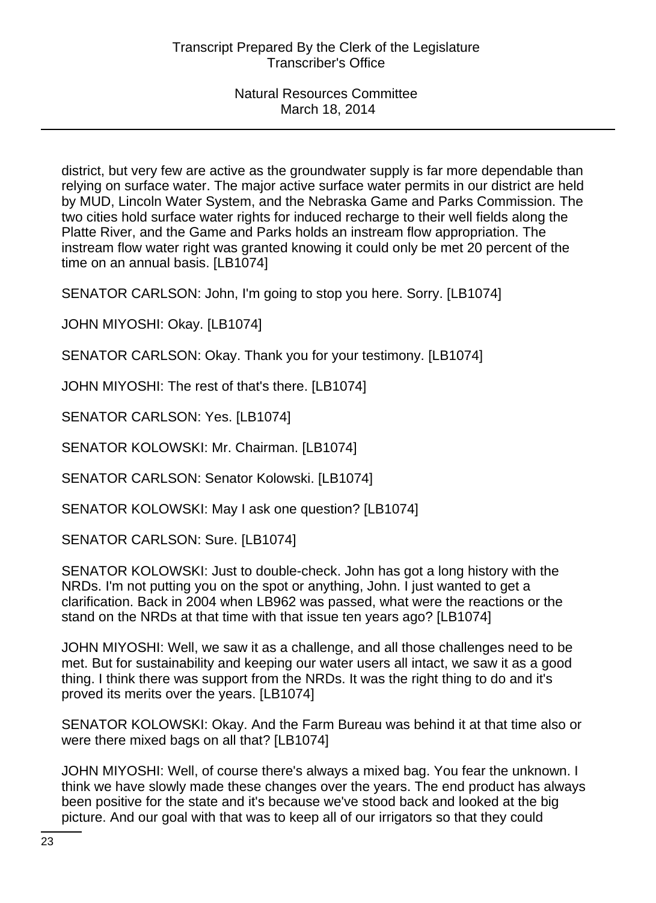district, but very few are active as the groundwater supply is far more dependable than relying on surface water. The major active surface water permits in our district are held by MUD, Lincoln Water System, and the Nebraska Game and Parks Commission. The two cities hold surface water rights for induced recharge to their well fields along the Platte River, and the Game and Parks holds an instream flow appropriation. The instream flow water right was granted knowing it could only be met 20 percent of the time on an annual basis. [LB1074]

SENATOR CARLSON: John, I'm going to stop you here. Sorry. [LB1074]

JOHN MIYOSHI: Okay. [LB1074]

SENATOR CARLSON: Okay. Thank you for your testimony. [LB1074]

JOHN MIYOSHI: The rest of that's there. [LB1074]

SENATOR CARLSON: Yes. [LB1074]

SENATOR KOLOWSKI: Mr. Chairman. [LB1074]

SENATOR CARLSON: Senator Kolowski. [LB1074]

SENATOR KOLOWSKI: May I ask one question? [LB1074]

SENATOR CARLSON: Sure. [LB1074]

SENATOR KOLOWSKI: Just to double-check. John has got a long history with the NRDs. I'm not putting you on the spot or anything, John. I just wanted to get a clarification. Back in 2004 when LB962 was passed, what were the reactions or the stand on the NRDs at that time with that issue ten years ago? [LB1074]

JOHN MIYOSHI: Well, we saw it as a challenge, and all those challenges need to be met. But for sustainability and keeping our water users all intact, we saw it as a good thing. I think there was support from the NRDs. It was the right thing to do and it's proved its merits over the years. [LB1074]

SENATOR KOLOWSKI: Okay. And the Farm Bureau was behind it at that time also or were there mixed bags on all that? [LB1074]

JOHN MIYOSHI: Well, of course there's always a mixed bag. You fear the unknown. I think we have slowly made these changes over the years. The end product has always been positive for the state and it's because we've stood back and looked at the big picture. And our goal with that was to keep all of our irrigators so that they could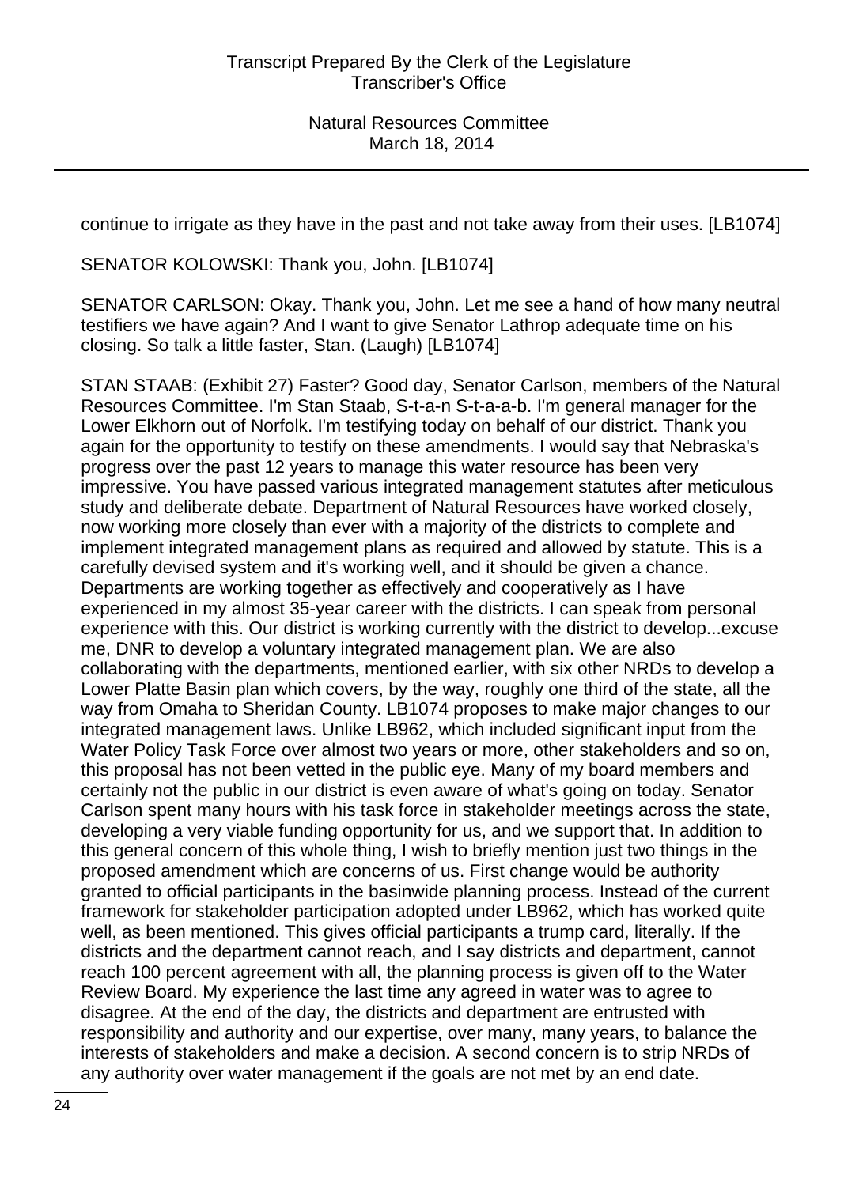continue to irrigate as they have in the past and not take away from their uses. [LB1074]

SENATOR KOLOWSKI: Thank you, John. [LB1074]

SENATOR CARLSON: Okay. Thank you, John. Let me see a hand of how many neutral testifiers we have again? And I want to give Senator Lathrop adequate time on his closing. So talk a little faster, Stan. (Laugh) [LB1074]

STAN STAAB: (Exhibit 27) Faster? Good day, Senator Carlson, members of the Natural Resources Committee. I'm Stan Staab, S-t-a-n S-t-a-a-b. I'm general manager for the Lower Elkhorn out of Norfolk. I'm testifying today on behalf of our district. Thank you again for the opportunity to testify on these amendments. I would say that Nebraska's progress over the past 12 years to manage this water resource has been very impressive. You have passed various integrated management statutes after meticulous study and deliberate debate. Department of Natural Resources have worked closely, now working more closely than ever with a majority of the districts to complete and implement integrated management plans as required and allowed by statute. This is a carefully devised system and it's working well, and it should be given a chance. Departments are working together as effectively and cooperatively as I have experienced in my almost 35-year career with the districts. I can speak from personal experience with this. Our district is working currently with the district to develop...excuse me, DNR to develop a voluntary integrated management plan. We are also collaborating with the departments, mentioned earlier, with six other NRDs to develop a Lower Platte Basin plan which covers, by the way, roughly one third of the state, all the way from Omaha to Sheridan County. LB1074 proposes to make major changes to our integrated management laws. Unlike LB962, which included significant input from the Water Policy Task Force over almost two years or more, other stakeholders and so on, this proposal has not been vetted in the public eye. Many of my board members and certainly not the public in our district is even aware of what's going on today. Senator Carlson spent many hours with his task force in stakeholder meetings across the state, developing a very viable funding opportunity for us, and we support that. In addition to this general concern of this whole thing, I wish to briefly mention just two things in the proposed amendment which are concerns of us. First change would be authority granted to official participants in the basinwide planning process. Instead of the current framework for stakeholder participation adopted under LB962, which has worked quite well, as been mentioned. This gives official participants a trump card, literally. If the districts and the department cannot reach, and I say districts and department, cannot reach 100 percent agreement with all, the planning process is given off to the Water Review Board. My experience the last time any agreed in water was to agree to disagree. At the end of the day, the districts and department are entrusted with responsibility and authority and our expertise, over many, many years, to balance the interests of stakeholders and make a decision. A second concern is to strip NRDs of any authority over water management if the goals are not met by an end date.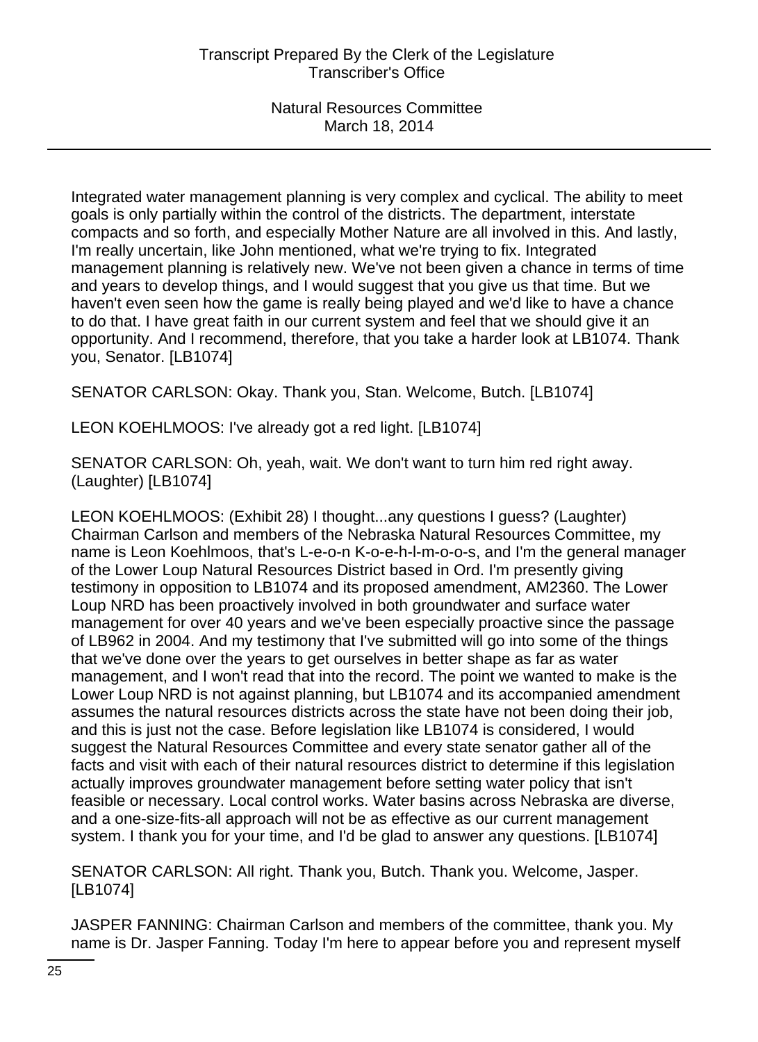Integrated water management planning is very complex and cyclical. The ability to meet goals is only partially within the control of the districts. The department, interstate compacts and so forth, and especially Mother Nature are all involved in this. And lastly, I'm really uncertain, like John mentioned, what we're trying to fix. Integrated management planning is relatively new. We've not been given a chance in terms of time and years to develop things, and I would suggest that you give us that time. But we haven't even seen how the game is really being played and we'd like to have a chance to do that. I have great faith in our current system and feel that we should give it an opportunity. And I recommend, therefore, that you take a harder look at LB1074. Thank you, Senator. [LB1074]

SENATOR CARLSON: Okay. Thank you, Stan. Welcome, Butch. [LB1074]

LEON KOEHLMOOS: I've already got a red light. [LB1074]

SENATOR CARLSON: Oh, yeah, wait. We don't want to turn him red right away. (Laughter) [LB1074]

LEON KOEHLMOOS: (Exhibit 28) I thought...any questions I guess? (Laughter) Chairman Carlson and members of the Nebraska Natural Resources Committee, my name is Leon Koehlmoos, that's L-e-o-n K-o-e-h-l-m-o-o-s, and I'm the general manager of the Lower Loup Natural Resources District based in Ord. I'm presently giving testimony in opposition to LB1074 and its proposed amendment, AM2360. The Lower Loup NRD has been proactively involved in both groundwater and surface water management for over 40 years and we've been especially proactive since the passage of LB962 in 2004. And my testimony that I've submitted will go into some of the things that we've done over the years to get ourselves in better shape as far as water management, and I won't read that into the record. The point we wanted to make is the Lower Loup NRD is not against planning, but LB1074 and its accompanied amendment assumes the natural resources districts across the state have not been doing their job, and this is just not the case. Before legislation like LB1074 is considered, I would suggest the Natural Resources Committee and every state senator gather all of the facts and visit with each of their natural resources district to determine if this legislation actually improves groundwater management before setting water policy that isn't feasible or necessary. Local control works. Water basins across Nebraska are diverse, and a one-size-fits-all approach will not be as effective as our current management system. I thank you for your time, and I'd be glad to answer any questions. [LB1074]

SENATOR CARLSON: All right. Thank you, Butch. Thank you. Welcome, Jasper. [LB1074]

JASPER FANNING: Chairman Carlson and members of the committee, thank you. My name is Dr. Jasper Fanning. Today I'm here to appear before you and represent myself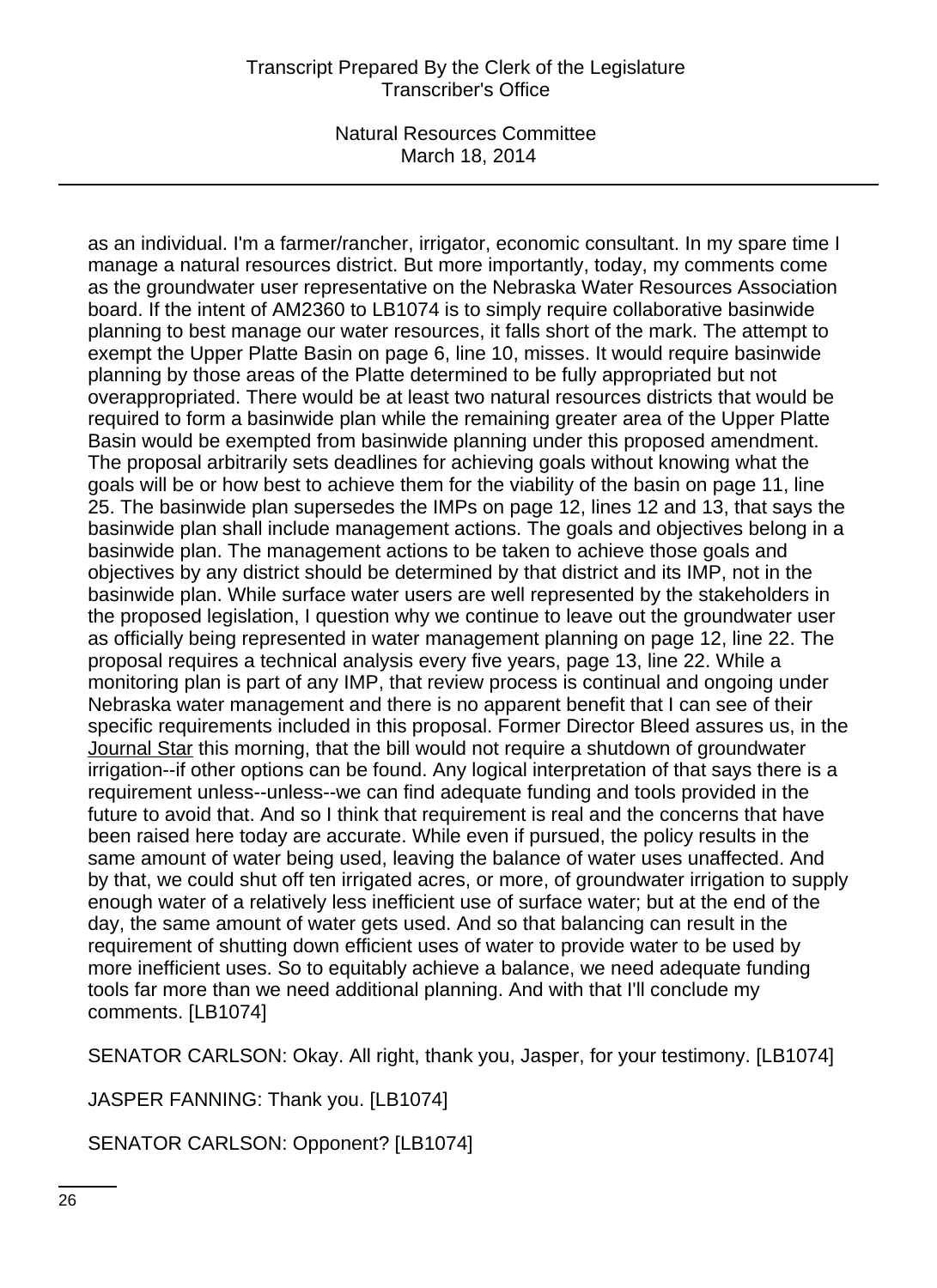as an individual. I'm a farmer/rancher, irrigator, economic consultant. In my spare time I manage a natural resources district. But more importantly, today, my comments come as the groundwater user representative on the Nebraska Water Resources Association board. If the intent of AM2360 to LB1074 is to simply require collaborative basinwide planning to best manage our water resources, it falls short of the mark. The attempt to exempt the Upper Platte Basin on page 6, line 10, misses. It would require basinwide planning by those areas of the Platte determined to be fully appropriated but not overappropriated. There would be at least two natural resources districts that would be required to form a basinwide plan while the remaining greater area of the Upper Platte Basin would be exempted from basinwide planning under this proposed amendment. The proposal arbitrarily sets deadlines for achieving goals without knowing what the goals will be or how best to achieve them for the viability of the basin on page 11, line 25. The basinwide plan supersedes the IMPs on page 12, lines 12 and 13, that says the basinwide plan shall include management actions. The goals and objectives belong in a basinwide plan. The management actions to be taken to achieve those goals and objectives by any district should be determined by that district and its IMP, not in the basinwide plan. While surface water users are well represented by the stakeholders in the proposed legislation, I question why we continue to leave out the groundwater user as officially being represented in water management planning on page 12, line 22. The proposal requires a technical analysis every five years, page 13, line 22. While a monitoring plan is part of any IMP, that review process is continual and ongoing under Nebraska water management and there is no apparent benefit that I can see of their specific requirements included in this proposal. Former Director Bleed assures us, in the Journal Star this morning, that the bill would not require a shutdown of groundwater irrigation--if other options can be found. Any logical interpretation of that says there is a requirement unless--unless--we can find adequate funding and tools provided in the future to avoid that. And so I think that requirement is real and the concerns that have been raised here today are accurate. While even if pursued, the policy results in the same amount of water being used, leaving the balance of water uses unaffected. And by that, we could shut off ten irrigated acres, or more, of groundwater irrigation to supply enough water of a relatively less inefficient use of surface water; but at the end of the day, the same amount of water gets used. And so that balancing can result in the requirement of shutting down efficient uses of water to provide water to be used by more inefficient uses. So to equitably achieve a balance, we need adequate funding tools far more than we need additional planning. And with that I'll conclude my comments. [LB1074]

SENATOR CARLSON: Okay. All right, thank you, Jasper, for your testimony. [LB1074]

JASPER FANNING: Thank you. [LB1074]

SENATOR CARLSON: Opponent? [LB1074]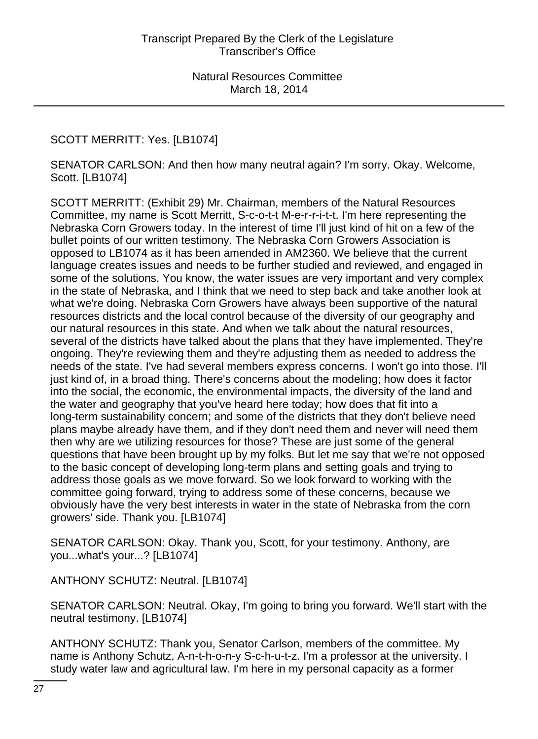SCOTT MERRITT: Yes. [LB1074]

SENATOR CARLSON: And then how many neutral again? I'm sorry. Okay. Welcome, Scott. [LB1074]

SCOTT MERRITT: (Exhibit 29) Mr. Chairman, members of the Natural Resources Committee, my name is Scott Merritt, S-c-o-t-t M-e-r-r-i-t-t. I'm here representing the Nebraska Corn Growers today. In the interest of time I'll just kind of hit on a few of the bullet points of our written testimony. The Nebraska Corn Growers Association is opposed to LB1074 as it has been amended in AM2360. We believe that the current language creates issues and needs to be further studied and reviewed, and engaged in some of the solutions. You know, the water issues are very important and very complex in the state of Nebraska, and I think that we need to step back and take another look at what we're doing. Nebraska Corn Growers have always been supportive of the natural resources districts and the local control because of the diversity of our geography and our natural resources in this state. And when we talk about the natural resources, several of the districts have talked about the plans that they have implemented. They're ongoing. They're reviewing them and they're adjusting them as needed to address the needs of the state. I've had several members express concerns. I won't go into those. I'll just kind of, in a broad thing. There's concerns about the modeling; how does it factor into the social, the economic, the environmental impacts, the diversity of the land and the water and geography that you've heard here today; how does that fit into a long-term sustainability concern; and some of the districts that they don't believe need plans maybe already have them, and if they don't need them and never will need them then why are we utilizing resources for those? These are just some of the general questions that have been brought up by my folks. But let me say that we're not opposed to the basic concept of developing long-term plans and setting goals and trying to address those goals as we move forward. So we look forward to working with the committee going forward, trying to address some of these concerns, because we obviously have the very best interests in water in the state of Nebraska from the corn growers' side. Thank you. [LB1074]

SENATOR CARLSON: Okay. Thank you, Scott, for your testimony. Anthony, are you...what's your...? [LB1074]

ANTHONY SCHUTZ: Neutral. [LB1074]

SENATOR CARLSON: Neutral. Okay, I'm going to bring you forward. We'll start with the neutral testimony. [LB1074]

ANTHONY SCHUTZ: Thank you, Senator Carlson, members of the committee. My name is Anthony Schutz, A-n-t-h-o-n-y S-c-h-u-t-z. I'm a professor at the university. I study water law and agricultural law. I'm here in my personal capacity as a former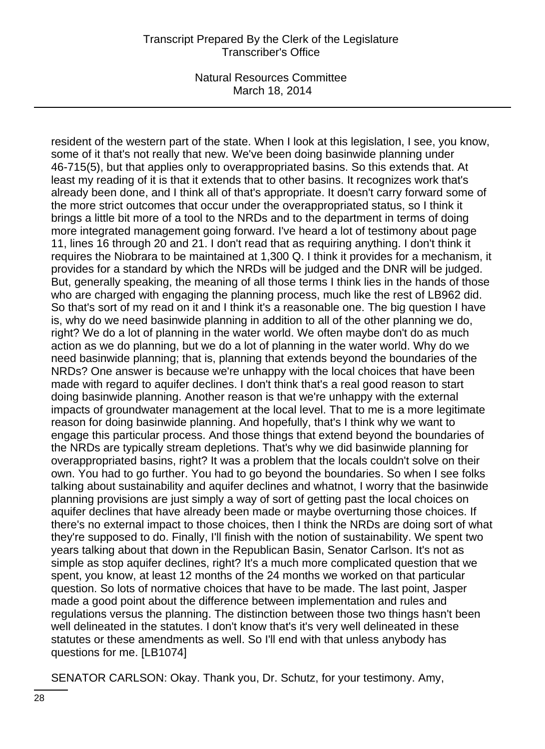resident of the western part of the state. When I look at this legislation, I see, you know, some of it that's not really that new. We've been doing basinwide planning under 46-715(5), but that applies only to overappropriated basins. So this extends that. At least my reading of it is that it extends that to other basins. It recognizes work that's already been done, and I think all of that's appropriate. It doesn't carry forward some of the more strict outcomes that occur under the overappropriated status, so I think it brings a little bit more of a tool to the NRDs and to the department in terms of doing more integrated management going forward. I've heard a lot of testimony about page 11, lines 16 through 20 and 21. I don't read that as requiring anything. I don't think it requires the Niobrara to be maintained at 1,300 Q. I think it provides for a mechanism, it provides for a standard by which the NRDs will be judged and the DNR will be judged. But, generally speaking, the meaning of all those terms I think lies in the hands of those who are charged with engaging the planning process, much like the rest of LB962 did. So that's sort of my read on it and I think it's a reasonable one. The big question I have is, why do we need basinwide planning in addition to all of the other planning we do, right? We do a lot of planning in the water world. We often maybe don't do as much action as we do planning, but we do a lot of planning in the water world. Why do we need basinwide planning; that is, planning that extends beyond the boundaries of the NRDs? One answer is because we're unhappy with the local choices that have been made with regard to aquifer declines. I don't think that's a real good reason to start doing basinwide planning. Another reason is that we're unhappy with the external impacts of groundwater management at the local level. That to me is a more legitimate reason for doing basinwide planning. And hopefully, that's I think why we want to engage this particular process. And those things that extend beyond the boundaries of the NRDs are typically stream depletions. That's why we did basinwide planning for overappropriated basins, right? It was a problem that the locals couldn't solve on their own. You had to go further. You had to go beyond the boundaries. So when I see folks talking about sustainability and aquifer declines and whatnot, I worry that the basinwide planning provisions are just simply a way of sort of getting past the local choices on aquifer declines that have already been made or maybe overturning those choices. If there's no external impact to those choices, then I think the NRDs are doing sort of what they're supposed to do. Finally, I'll finish with the notion of sustainability. We spent two years talking about that down in the Republican Basin, Senator Carlson. It's not as simple as stop aquifer declines, right? It's a much more complicated question that we spent, you know, at least 12 months of the 24 months we worked on that particular question. So lots of normative choices that have to be made. The last point, Jasper made a good point about the difference between implementation and rules and regulations versus the planning. The distinction between those two things hasn't been well delineated in the statutes. I don't know that's it's very well delineated in these statutes or these amendments as well. So I'll end with that unless anybody has questions for me. [LB1074]

SENATOR CARLSON: Okay. Thank you, Dr. Schutz, for your testimony. Amy,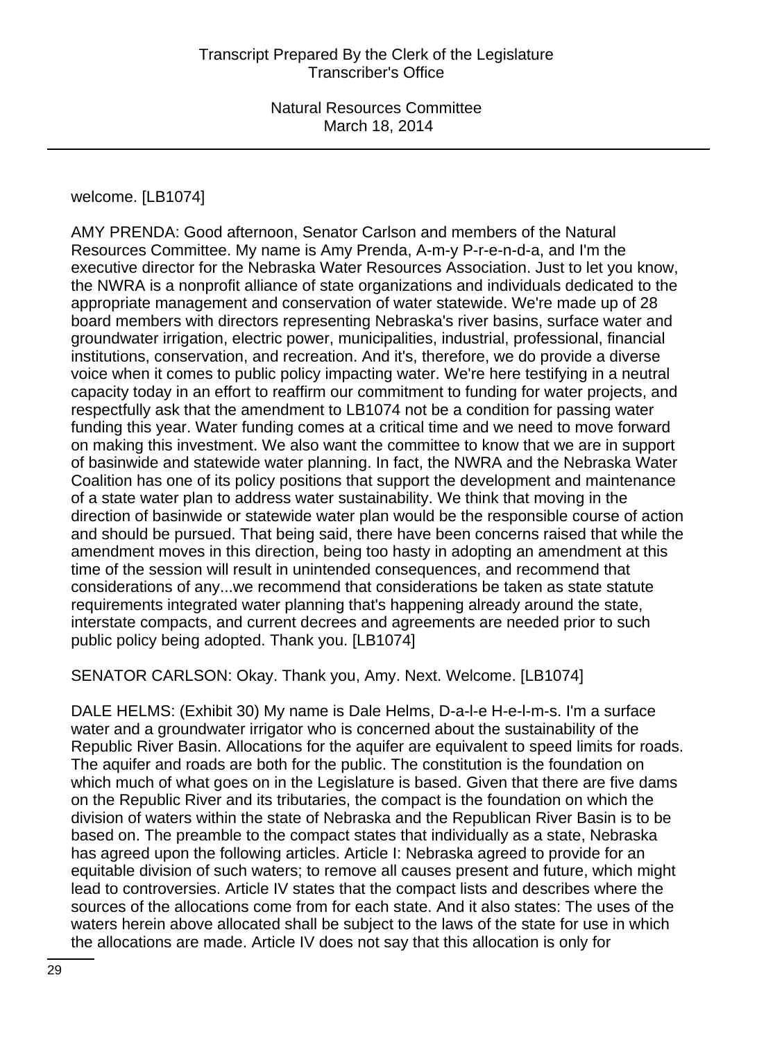welcome. [LB1074]

AMY PRENDA: Good afternoon, Senator Carlson and members of the Natural Resources Committee. My name is Amy Prenda, A-m-y P-r-e-n-d-a, and I'm the executive director for the Nebraska Water Resources Association. Just to let you know, the NWRA is a nonprofit alliance of state organizations and individuals dedicated to the appropriate management and conservation of water statewide. We're made up of 28 board members with directors representing Nebraska's river basins, surface water and groundwater irrigation, electric power, municipalities, industrial, professional, financial institutions, conservation, and recreation. And it's, therefore, we do provide a diverse voice when it comes to public policy impacting water. We're here testifying in a neutral capacity today in an effort to reaffirm our commitment to funding for water projects, and respectfully ask that the amendment to LB1074 not be a condition for passing water funding this year. Water funding comes at a critical time and we need to move forward on making this investment. We also want the committee to know that we are in support of basinwide and statewide water planning. In fact, the NWRA and the Nebraska Water Coalition has one of its policy positions that support the development and maintenance of a state water plan to address water sustainability. We think that moving in the direction of basinwide or statewide water plan would be the responsible course of action and should be pursued. That being said, there have been concerns raised that while the amendment moves in this direction, being too hasty in adopting an amendment at this time of the session will result in unintended consequences, and recommend that considerations of any...we recommend that considerations be taken as state statute requirements integrated water planning that's happening already around the state, interstate compacts, and current decrees and agreements are needed prior to such public policy being adopted. Thank you. [LB1074]

SENATOR CARLSON: Okay. Thank you, Amy. Next. Welcome. [LB1074]

DALE HELMS: (Exhibit 30) My name is Dale Helms, D-a-l-e H-e-l-m-s. I'm a surface water and a groundwater irrigator who is concerned about the sustainability of the Republic River Basin. Allocations for the aquifer are equivalent to speed limits for roads. The aquifer and roads are both for the public. The constitution is the foundation on which much of what goes on in the Legislature is based. Given that there are five dams on the Republic River and its tributaries, the compact is the foundation on which the division of waters within the state of Nebraska and the Republican River Basin is to be based on. The preamble to the compact states that individually as a state, Nebraska has agreed upon the following articles. Article I: Nebraska agreed to provide for an equitable division of such waters; to remove all causes present and future, which might lead to controversies. Article IV states that the compact lists and describes where the sources of the allocations come from for each state. And it also states: The uses of the waters herein above allocated shall be subject to the laws of the state for use in which the allocations are made. Article IV does not say that this allocation is only for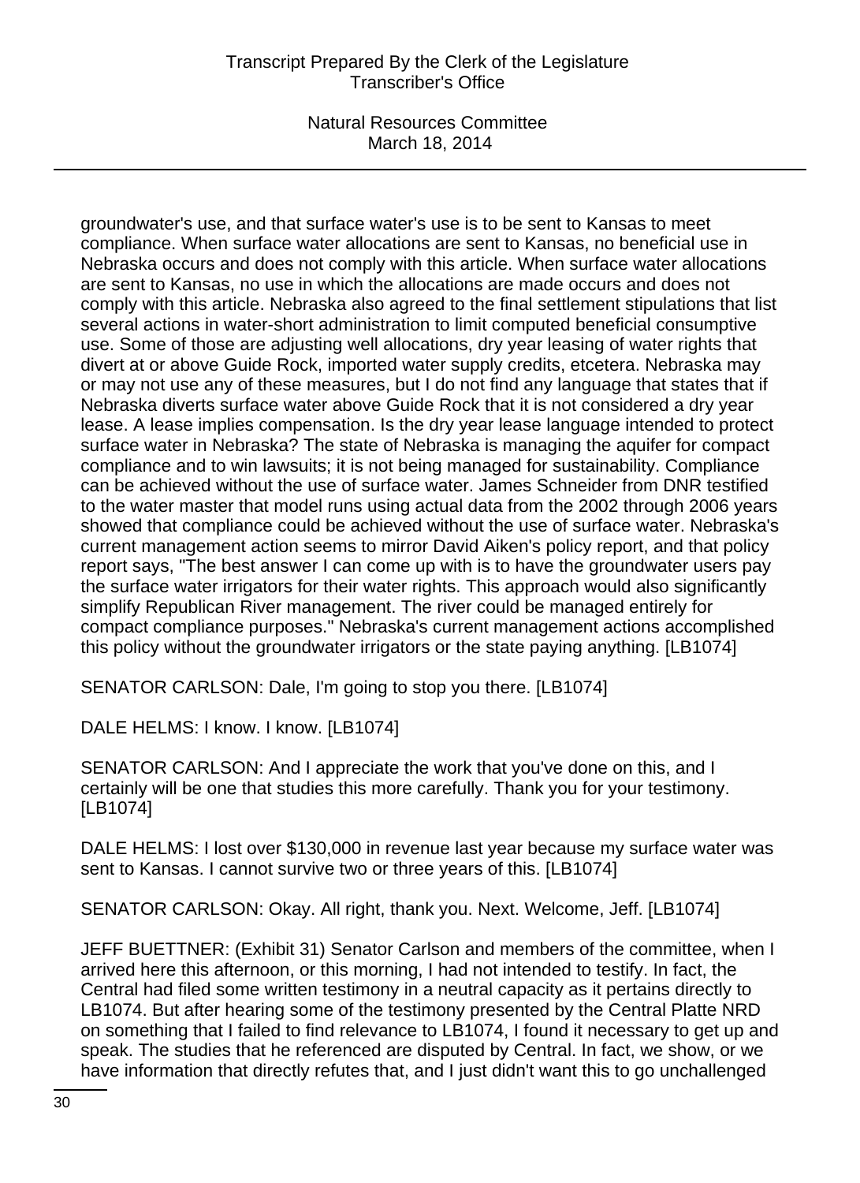groundwater's use, and that surface water's use is to be sent to Kansas to meet compliance. When surface water allocations are sent to Kansas, no beneficial use in Nebraska occurs and does not comply with this article. When surface water allocations are sent to Kansas, no use in which the allocations are made occurs and does not comply with this article. Nebraska also agreed to the final settlement stipulations that list several actions in water-short administration to limit computed beneficial consumptive use. Some of those are adjusting well allocations, dry year leasing of water rights that divert at or above Guide Rock, imported water supply credits, etcetera. Nebraska may or may not use any of these measures, but I do not find any language that states that if Nebraska diverts surface water above Guide Rock that it is not considered a dry year lease. A lease implies compensation. Is the dry year lease language intended to protect surface water in Nebraska? The state of Nebraska is managing the aquifer for compact compliance and to win lawsuits; it is not being managed for sustainability. Compliance can be achieved without the use of surface water. James Schneider from DNR testified to the water master that model runs using actual data from the 2002 through 2006 years showed that compliance could be achieved without the use of surface water. Nebraska's current management action seems to mirror David Aiken's policy report, and that policy report says, "The best answer I can come up with is to have the groundwater users pay the surface water irrigators for their water rights. This approach would also significantly simplify Republican River management. The river could be managed entirely for compact compliance purposes." Nebraska's current management actions accomplished this policy without the groundwater irrigators or the state paying anything. [LB1074]

SENATOR CARLSON: Dale, I'm going to stop you there. [LB1074]

DALE HELMS: I know. I know. [LB1074]

SENATOR CARLSON: And I appreciate the work that you've done on this, and I certainly will be one that studies this more carefully. Thank you for your testimony. [LB1074]

DALE HELMS: I lost over $130,000 in revenue last year because my surface water was sent to Kansas. I cannot survive two or three years of this. [LB1074]

SENATOR CARLSON: Okay. All right, thank you. Next. Welcome, Jeff. [LB1074]

JEFF BUETTNER: (Exhibit 31) Senator Carlson and members of the committee, when I arrived here this afternoon, or this morning, I had not intended to testify. In fact, the Central had filed some written testimony in a neutral capacity as it pertains directly to LB1074. But after hearing some of the testimony presented by the Central Platte NRD on something that I failed to find relevance to LB1074, I found it necessary to get up and speak. The studies that he referenced are disputed by Central. In fact, we show, or we have information that directly refutes that, and I just didn't want this to go unchallenged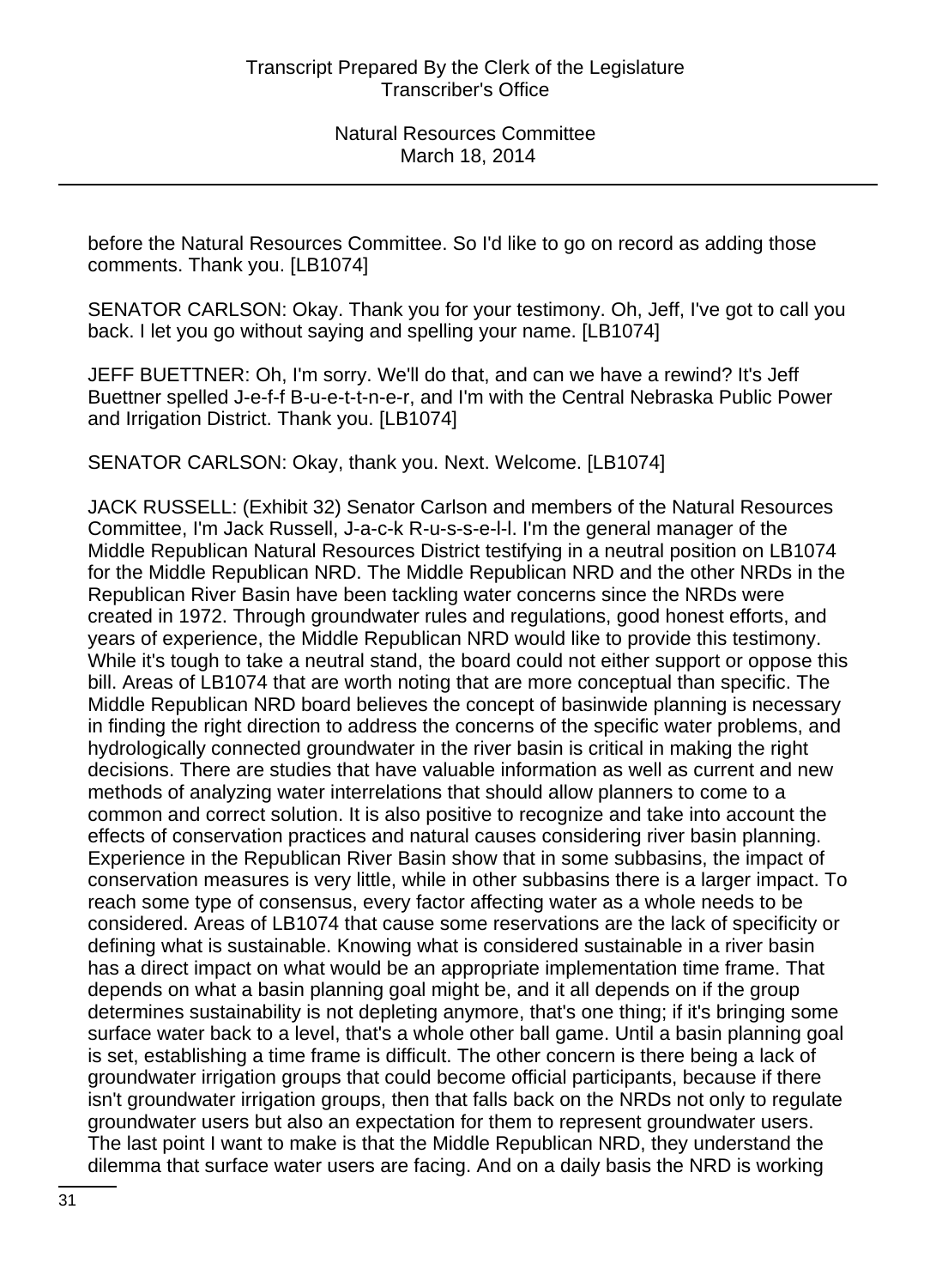before the Natural Resources Committee. So I'd like to go on record as adding those comments. Thank you. [LB1074]

SENATOR CARLSON: Okay. Thank you for your testimony. Oh, Jeff, I've got to call you back. I let you go without saying and spelling your name. [LB1074]

JEFF BUETTNER: Oh, I'm sorry. We'll do that, and can we have a rewind? It's Jeff Buettner spelled J-e-f-f B-u-e-t-t-n-e-r, and I'm with the Central Nebraska Public Power and Irrigation District. Thank you. [LB1074]

SENATOR CARLSON: Okay, thank you. Next. Welcome. [LB1074]

JACK RUSSELL: (Exhibit 32) Senator Carlson and members of the Natural Resources Committee, I'm Jack Russell, J-a-c-k R-u-s-s-e-l-l. I'm the general manager of the Middle Republican Natural Resources District testifying in a neutral position on LB1074 for the Middle Republican NRD. The Middle Republican NRD and the other NRDs in the Republican River Basin have been tackling water concerns since the NRDs were created in 1972. Through groundwater rules and regulations, good honest efforts, and years of experience, the Middle Republican NRD would like to provide this testimony. While it's tough to take a neutral stand, the board could not either support or oppose this bill. Areas of LB1074 that are worth noting that are more conceptual than specific. The Middle Republican NRD board believes the concept of basinwide planning is necessary in finding the right direction to address the concerns of the specific water problems, and hydrologically connected groundwater in the river basin is critical in making the right decisions. There are studies that have valuable information as well as current and new methods of analyzing water interrelations that should allow planners to come to a common and correct solution. It is also positive to recognize and take into account the effects of conservation practices and natural causes considering river basin planning. Experience in the Republican River Basin show that in some subbasins, the impact of conservation measures is very little, while in other subbasins there is a larger impact. To reach some type of consensus, every factor affecting water as a whole needs to be considered. Areas of LB1074 that cause some reservations are the lack of specificity or defining what is sustainable. Knowing what is considered sustainable in a river basin has a direct impact on what would be an appropriate implementation time frame. That depends on what a basin planning goal might be, and it all depends on if the group determines sustainability is not depleting anymore, that's one thing; if it's bringing some surface water back to a level, that's a whole other ball game. Until a basin planning goal is set, establishing a time frame is difficult. The other concern is there being a lack of groundwater irrigation groups that could become official participants, because if there isn't groundwater irrigation groups, then that falls back on the NRDs not only to regulate groundwater users but also an expectation for them to represent groundwater users. The last point I want to make is that the Middle Republican NRD, they understand the dilemma that surface water users are facing. And on a daily basis the NRD is working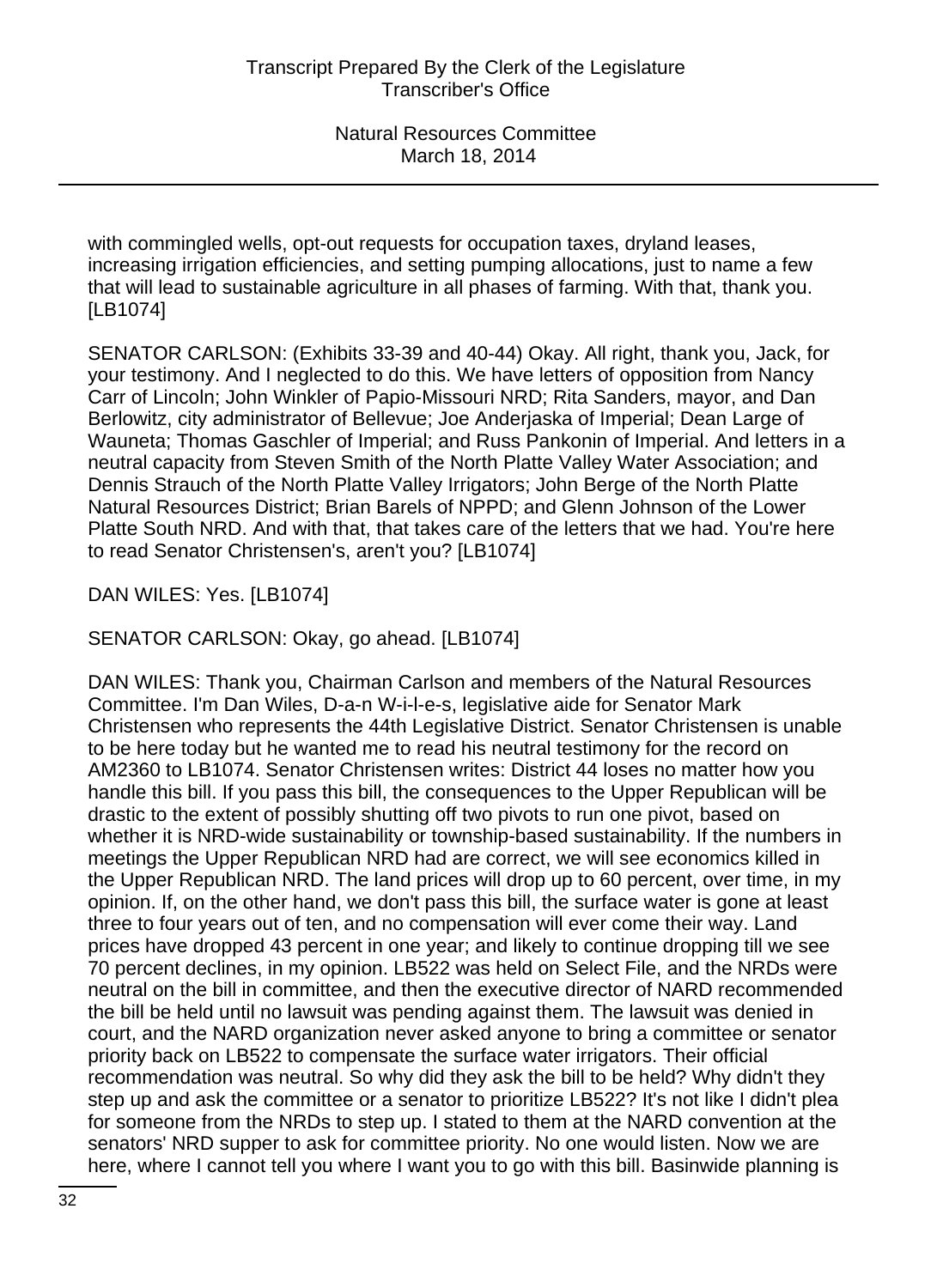with commingled wells, opt-out requests for occupation taxes, dryland leases, increasing irrigation efficiencies, and setting pumping allocations, just to name a few that will lead to sustainable agriculture in all phases of farming. With that, thank you. [LB1074]

SENATOR CARLSON: (Exhibits 33-39 and 40-44) Okay. All right, thank you, Jack, for your testimony. And I neglected to do this. We have letters of opposition from Nancy Carr of Lincoln; John Winkler of Papio-Missouri NRD; Rita Sanders, mayor, and Dan Berlowitz, city administrator of Bellevue; Joe Anderjaska of Imperial; Dean Large of Wauneta; Thomas Gaschler of Imperial; and Russ Pankonin of Imperial. And letters in a neutral capacity from Steven Smith of the North Platte Valley Water Association; and Dennis Strauch of the North Platte Valley Irrigators; John Berge of the North Platte Natural Resources District; Brian Barels of NPPD; and Glenn Johnson of the Lower Platte South NRD. And with that, that takes care of the letters that we had. You're here to read Senator Christensen's, aren't you? [LB1074]

DAN WILES: Yes. [LB1074]

SENATOR CARLSON: Okay, go ahead. [LB1074]

DAN WILES: Thank you, Chairman Carlson and members of the Natural Resources Committee. I'm Dan Wiles, D-a-n W-i-l-e-s, legislative aide for Senator Mark Christensen who represents the 44th Legislative District. Senator Christensen is unable to be here today but he wanted me to read his neutral testimony for the record on AM2360 to LB1074. Senator Christensen writes: District 44 loses no matter how you handle this bill. If you pass this bill, the consequences to the Upper Republican will be drastic to the extent of possibly shutting off two pivots to run one pivot, based on whether it is NRD-wide sustainability or township-based sustainability. If the numbers in meetings the Upper Republican NRD had are correct, we will see economics killed in the Upper Republican NRD. The land prices will drop up to 60 percent, over time, in my opinion. If, on the other hand, we don't pass this bill, the surface water is gone at least three to four years out of ten, and no compensation will ever come their way. Land prices have dropped 43 percent in one year; and likely to continue dropping till we see 70 percent declines, in my opinion. LB522 was held on Select File, and the NRDs were neutral on the bill in committee, and then the executive director of NARD recommended the bill be held until no lawsuit was pending against them. The lawsuit was denied in court, and the NARD organization never asked anyone to bring a committee or senator priority back on LB522 to compensate the surface water irrigators. Their official recommendation was neutral. So why did they ask the bill to be held? Why didn't they step up and ask the committee or a senator to prioritize LB522? It's not like I didn't plea for someone from the NRDs to step up. I stated to them at the NARD convention at the senators' NRD supper to ask for committee priority. No one would listen. Now we are here, where I cannot tell you where I want you to go with this bill. Basinwide planning is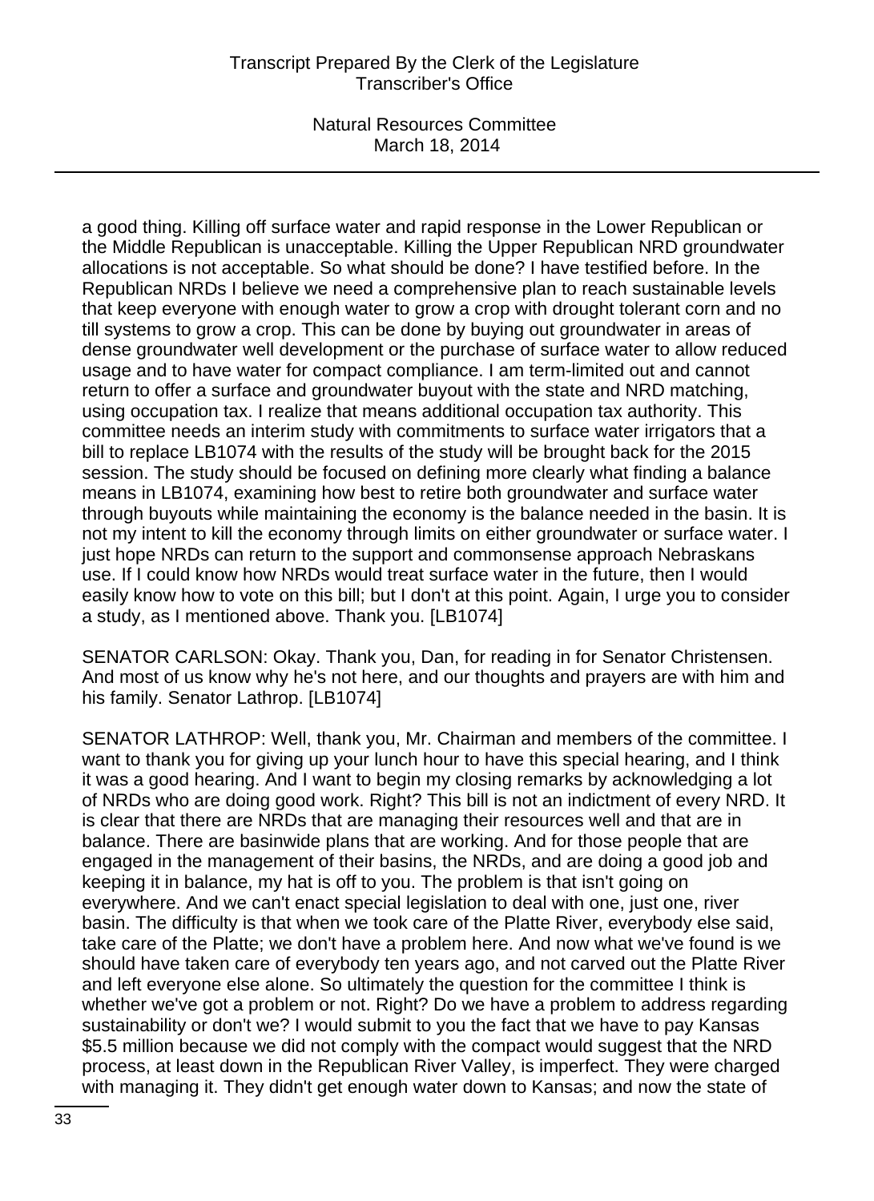a good thing. Killing off surface water and rapid response in the Lower Republican or the Middle Republican is unacceptable. Killing the Upper Republican NRD groundwater allocations is not acceptable. So what should be done? I have testified before. In the Republican NRDs I believe we need a comprehensive plan to reach sustainable levels that keep everyone with enough water to grow a crop with drought tolerant corn and no till systems to grow a crop. This can be done by buying out groundwater in areas of dense groundwater well development or the purchase of surface water to allow reduced usage and to have water for compact compliance. I am term-limited out and cannot return to offer a surface and groundwater buyout with the state and NRD matching, using occupation tax. I realize that means additional occupation tax authority. This committee needs an interim study with commitments to surface water irrigators that a bill to replace LB1074 with the results of the study will be brought back for the 2015 session. The study should be focused on defining more clearly what finding a balance means in LB1074, examining how best to retire both groundwater and surface water through buyouts while maintaining the economy is the balance needed in the basin. It is not my intent to kill the economy through limits on either groundwater or surface water. I just hope NRDs can return to the support and commonsense approach Nebraskans use. If I could know how NRDs would treat surface water in the future, then I would easily know how to vote on this bill; but I don't at this point. Again, I urge you to consider a study, as I mentioned above. Thank you. [LB1074]

SENATOR CARLSON: Okay. Thank you, Dan, for reading in for Senator Christensen. And most of us know why he's not here, and our thoughts and prayers are with him and his family. Senator Lathrop. [LB1074]

SENATOR LATHROP: Well, thank you, Mr. Chairman and members of the committee. I want to thank you for giving up your lunch hour to have this special hearing, and I think it was a good hearing. And I want to begin my closing remarks by acknowledging a lot of NRDs who are doing good work. Right? This bill is not an indictment of every NRD. It is clear that there are NRDs that are managing their resources well and that are in balance. There are basinwide plans that are working. And for those people that are engaged in the management of their basins, the NRDs, and are doing a good job and keeping it in balance, my hat is off to you. The problem is that isn't going on everywhere. And we can't enact special legislation to deal with one, just one, river basin. The difficulty is that when we took care of the Platte River, everybody else said, take care of the Platte; we don't have a problem here. And now what we've found is we should have taken care of everybody ten years ago, and not carved out the Platte River and left everyone else alone. So ultimately the question for the committee I think is whether we've got a problem or not. Right? Do we have a problem to address regarding sustainability or don't we? I would submit to you the fact that we have to pay Kansas $5.5 million because we did not comply with the compact would suggest that the NRD process, at least down in the Republican River Valley, is imperfect. They were charged with managing it. They didn't get enough water down to Kansas; and now the state of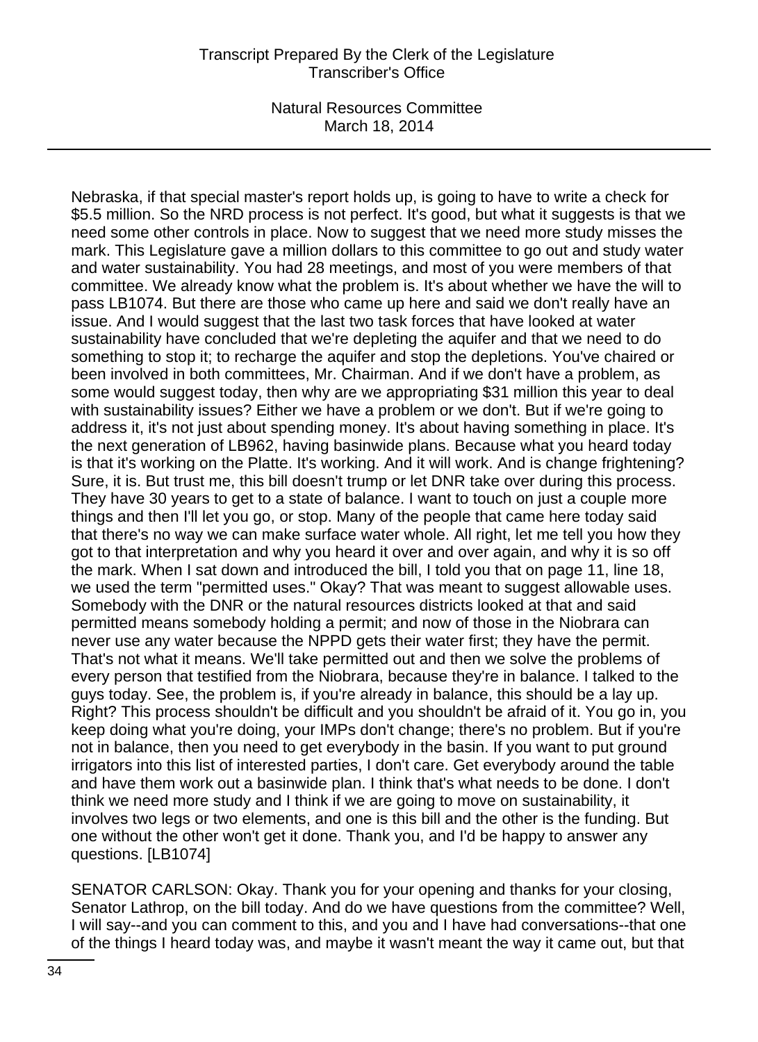Nebraska, if that special master's report holds up, is going to have to write a check for $5.5 million. So the NRD process is not perfect. It's good, but what it suggests is that we need some other controls in place. Now to suggest that we need more study misses the mark. This Legislature gave a million dollars to this committee to go out and study water and water sustainability. You had 28 meetings, and most of you were members of that committee. We already know what the problem is. It's about whether we have the will to pass LB1074. But there are those who came up here and said we don't really have an issue. And I would suggest that the last two task forces that have looked at water sustainability have concluded that we're depleting the aquifer and that we need to do something to stop it; to recharge the aquifer and stop the depletions. You've chaired or been involved in both committees, Mr. Chairman. And if we don't have a problem, as some would suggest today, then why are we appropriating $31 million this year to deal with sustainability issues? Either we have a problem or we don't. But if we're going to address it, it's not just about spending money. It's about having something in place. It's the next generation of LB962, having basinwide plans. Because what you heard today is that it's working on the Platte. It's working. And it will work. And is change frightening? Sure, it is. But trust me, this bill doesn't trump or let DNR take over during this process. They have 30 years to get to a state of balance. I want to touch on just a couple more things and then I'll let you go, or stop. Many of the people that came here today said that there's no way we can make surface water whole. All right, let me tell you how they got to that interpretation and why you heard it over and over again, and why it is so off the mark. When I sat down and introduced the bill, I told you that on page 11, line 18, we used the term "permitted uses." Okay? That was meant to suggest allowable uses. Somebody with the DNR or the natural resources districts looked at that and said permitted means somebody holding a permit; and now of those in the Niobrara can never use any water because the NPPD gets their water first; they have the permit. That's not what it means. We'll take permitted out and then we solve the problems of every person that testified from the Niobrara, because they're in balance. I talked to the guys today. See, the problem is, if you're already in balance, this should be a lay up. Right? This process shouldn't be difficult and you shouldn't be afraid of it. You go in, you keep doing what you're doing, your IMPs don't change; there's no problem. But if you're not in balance, then you need to get everybody in the basin. If you want to put ground irrigators into this list of interested parties, I don't care. Get everybody around the table and have them work out a basinwide plan. I think that's what needs to be done. I don't think we need more study and I think if we are going to move on sustainability, it involves two legs or two elements, and one is this bill and the other is the funding. But one without the other won't get it done. Thank you, and I'd be happy to answer any questions. [LB1074]

SENATOR CARLSON: Okay. Thank you for your opening and thanks for your closing, Senator Lathrop, on the bill today. And do we have questions from the committee? Well, I will say--and you can comment to this, and you and I have had conversations--that one of the things I heard today was, and maybe it wasn't meant the way it came out, but that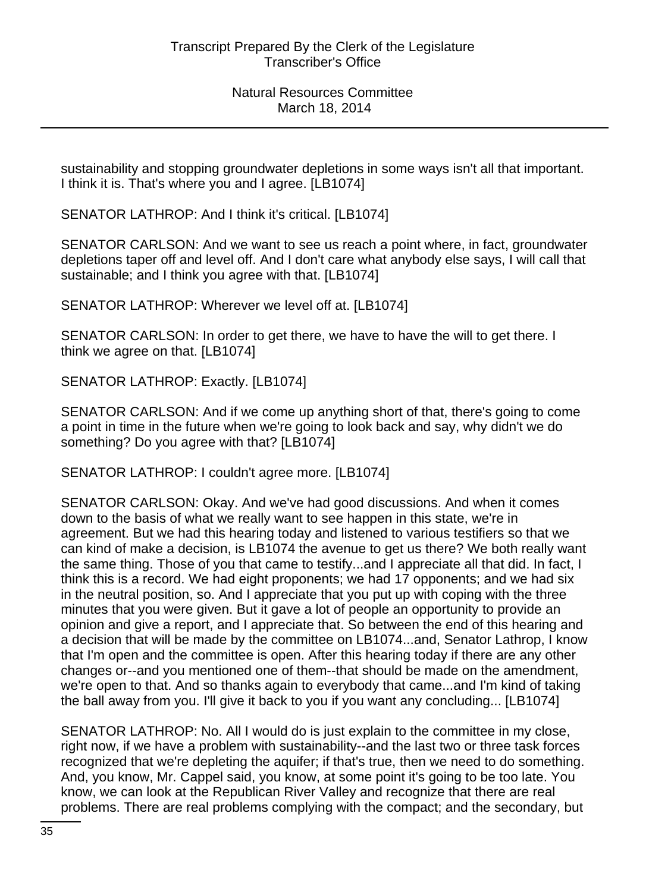sustainability and stopping groundwater depletions in some ways isn't all that important. I think it is. That's where you and I agree. [LB1074]

SENATOR LATHROP: And I think it's critical. [LB1074]

SENATOR CARLSON: And we want to see us reach a point where, in fact, groundwater depletions taper off and level off. And I don't care what anybody else says, I will call that sustainable; and I think you agree with that. [LB1074]

SENATOR LATHROP: Wherever we level off at. [LB1074]

SENATOR CARLSON: In order to get there, we have to have the will to get there. I think we agree on that. [LB1074]

SENATOR LATHROP: Exactly. [LB1074]

SENATOR CARLSON: And if we come up anything short of that, there's going to come a point in time in the future when we're going to look back and say, why didn't we do something? Do you agree with that? [LB1074]

SENATOR LATHROP: I couldn't agree more. [LB1074]

SENATOR CARLSON: Okay. And we've had good discussions. And when it comes down to the basis of what we really want to see happen in this state, we're in agreement. But we had this hearing today and listened to various testifiers so that we can kind of make a decision, is LB1074 the avenue to get us there? We both really want the same thing. Those of you that came to testify...and I appreciate all that did. In fact, I think this is a record. We had eight proponents; we had 17 opponents; and we had six in the neutral position, so. And I appreciate that you put up with coping with the three minutes that you were given. But it gave a lot of people an opportunity to provide an opinion and give a report, and I appreciate that. So between the end of this hearing and a decision that will be made by the committee on LB1074...and, Senator Lathrop, I know that I'm open and the committee is open. After this hearing today if there are any other changes or--and you mentioned one of them--that should be made on the amendment, we're open to that. And so thanks again to everybody that came...and I'm kind of taking the ball away from you. I'll give it back to you if you want any concluding... [LB1074]

SENATOR LATHROP: No. All I would do is just explain to the committee in my close, right now, if we have a problem with sustainability--and the last two or three task forces recognized that we're depleting the aquifer; if that's true, then we need to do something. And, you know, Mr. Cappel said, you know, at some point it's going to be too late. You know, we can look at the Republican River Valley and recognize that there are real problems. There are real problems complying with the compact; and the secondary, but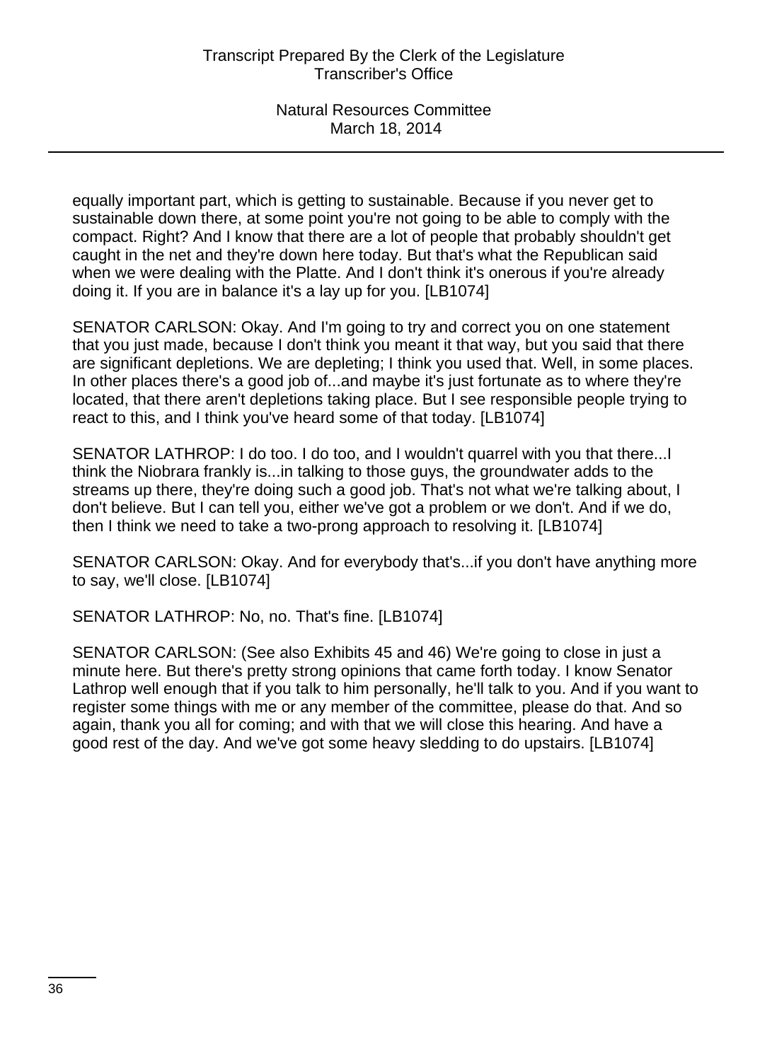equally important part, which is getting to sustainable. Because if you never get to sustainable down there, at some point you're not going to be able to comply with the compact. Right? And I know that there are a lot of people that probably shouldn't get caught in the net and they're down here today. But that's what the Republican said when we were dealing with the Platte. And I don't think it's onerous if you're already doing it. If you are in balance it's a lay up for you. [LB1074]

SENATOR CARLSON: Okay. And I'm going to try and correct you on one statement that you just made, because I don't think you meant it that way, but you said that there are significant depletions. We are depleting; I think you used that. Well, in some places. In other places there's a good job of...and maybe it's just fortunate as to where they're located, that there aren't depletions taking place. But I see responsible people trying to react to this, and I think you've heard some of that today. [LB1074]

SENATOR LATHROP: I do too. I do too, and I wouldn't quarrel with you that there...I think the Niobrara frankly is...in talking to those guys, the groundwater adds to the streams up there, they're doing such a good job. That's not what we're talking about, I don't believe. But I can tell you, either we've got a problem or we don't. And if we do, then I think we need to take a two-prong approach to resolving it. [LB1074]

SENATOR CARLSON: Okay. And for everybody that's...if you don't have anything more to say, we'll close. [LB1074]

SENATOR LATHROP: No, no. That's fine. [LB1074]

SENATOR CARLSON: (See also Exhibits 45 and 46) We're going to close in just a minute here. But there's pretty strong opinions that came forth today. I know Senator Lathrop well enough that if you talk to him personally, he'll talk to you. And if you want to register some things with me or any member of the committee, please do that. And so again, thank you all for coming; and with that we will close this hearing. And have a good rest of the day. And we've got some heavy sledding to do upstairs. [LB1074]